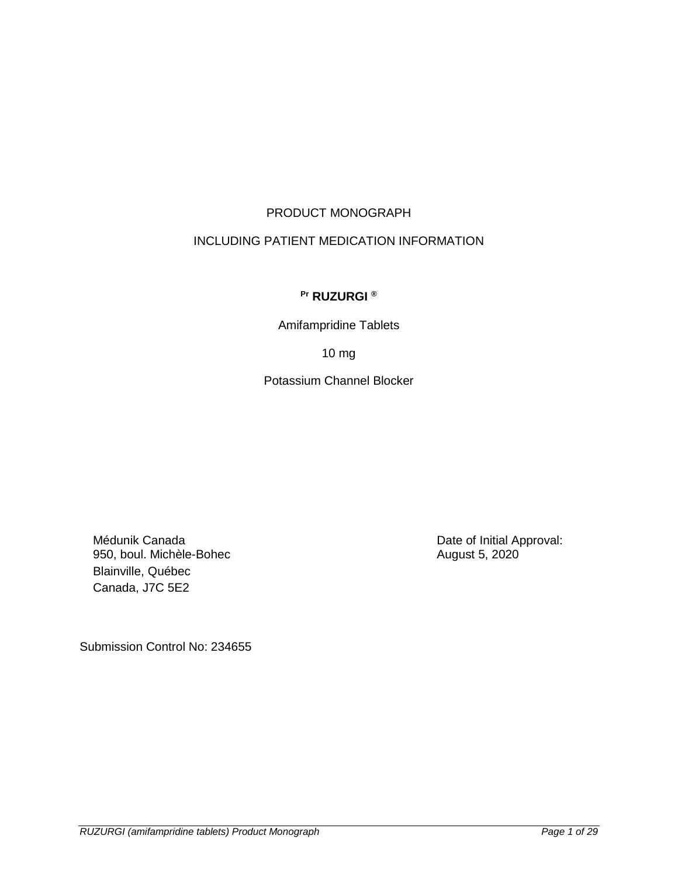PRODUCT MONOGRAPH

INCLUDING PATIENT MEDICATION INFORMATION

**Pr RUZURGI ®**

Amifampridine Tablets

10 mg

Potassium Channel Blocker

Médunik Canada
950, boul. Michèle-Bohec
Blainville, Québec
Canada, J7C 5E2

Date of Initial Approval:
August 5, 2020

Submission Control No: 234655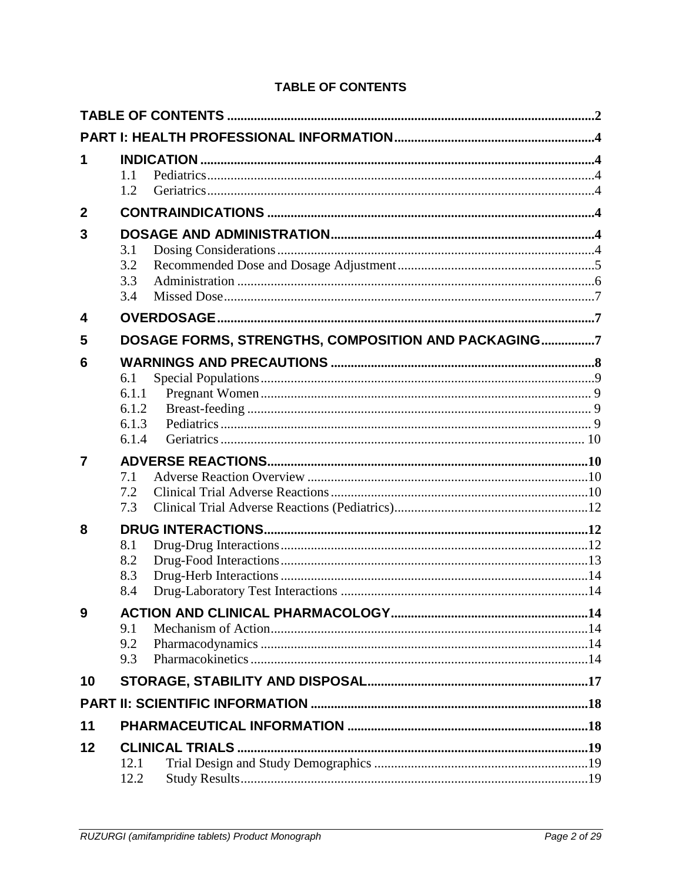# TABLE OF CONTENTS

| | | |
|---|---|---|
| **TABLE OF CONTENTS** | | **2** |
| **PART I: HEALTH PROFESSIONAL INFORMATION** | | **4** |
| **1** | **INDICATION** | **4** |
| | 1.1 Pediatrics | 4 |
| | 1.2 Geriatrics | 4 |
| **2** | **CONTRAINDICATIONS** | **4** |
| **3** | **DOSAGE AND ADMINISTRATION** | **4** |
| | 3.1 Dosing Considerations | 4 |
| | 3.2 Recommended Dose and Dosage Adjustment | 5 |
| | 3.3 Administration | 6 |
| | 3.4 Missed Dose | 7 |
| **4** | **OVERDOSAGE** | **7** |
| **5** | **DOSAGE FORMS, STRENGTHS, COMPOSITION AND PACKAGING** | **7** |
| **6** | **WARNINGS AND PRECAUTIONS** | **8** |
| | 6.1 Special Populations | 9 |
| | 6.1.1 Pregnant Women | 9 |
| | 6.1.2 Breast-feeding | 9 |
| | 6.1.3 Pediatrics | 9 |
| | 6.1.4 Geriatrics | 10 |
| **7** | **ADVERSE REACTIONS** | **10** |
| | 7.1 Adverse Reaction Overview | 10 |
| | 7.2 Clinical Trial Adverse Reactions | 10 |
| | 7.3 Clinical Trial Adverse Reactions (Pediatrics) | 12 |
| **8** | **DRUG INTERACTIONS** | **12** |
| | 8.1 Drug-Drug Interactions | 12 |
| | 8.2 Drug-Food Interactions | 13 |
| | 8.3 Drug-Herb Interactions | 14 |
| | 8.4 Drug-Laboratory Test Interactions | 14 |
| **9** | **ACTION AND CLINICAL PHARMACOLOGY** | **14** |
| | 9.1 Mechanism of Action | 14 |
| | 9.2 Pharmacodynamics | 14 |
| | 9.3 Pharmacokinetics | 14 |
| **10** | **STORAGE, STABILITY AND DISPOSAL** | **17** |
| **PART II: SCIENTIFIC INFORMATION** | | **18** |
| **11** | **PHARMACEUTICAL INFORMATION** | **18** |
| **12** | **CLINICAL TRIALS** | **19** |
| | 12.1 Trial Design and Study Demographics | 19 |
| | 12.2 Study Results | 19 |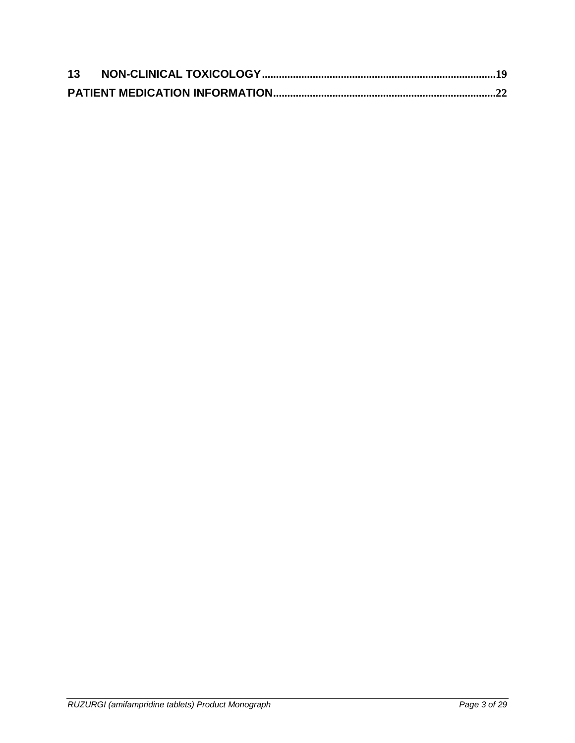**13 NON-CLINICAL TOXICOLOGY....................................................................................19**

**PATIENT MEDICATION INFORMATION................................................................................22**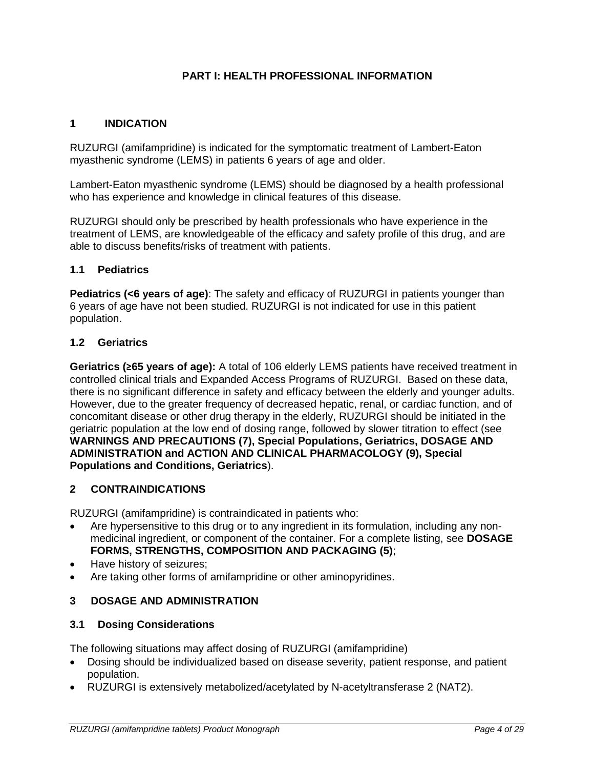# PART I: HEALTH PROFESSIONAL INFORMATION

## 1 INDICATION

RUZURGI (amifampridine) is indicated for the symptomatic treatment of Lambert-Eaton myasthenic syndrome (LEMS) in patients 6 years of age and older.

Lambert-Eaton myasthenic syndrome (LEMS) should be diagnosed by a health professional who has experience and knowledge in clinical features of this disease.

RUZURGI should only be prescribed by health professionals who have experience in the treatment of LEMS, are knowledgeable of the efficacy and safety profile of this drug, and are able to discuss benefits/risks of treatment with patients.

### 1.1 Pediatrics

**Pediatrics (<6 years of age)**: The safety and efficacy of RUZURGI in patients younger than 6 years of age have not been studied. RUZURGI is not indicated for use in this patient population.

### 1.2 Geriatrics

**Geriatrics (≥65 years of age):** A total of 106 elderly LEMS patients have received treatment in controlled clinical trials and Expanded Access Programs of RUZURGI. Based on these data, there is no significant difference in safety and efficacy between the elderly and younger adults. However, due to the greater frequency of decreased hepatic, renal, or cardiac function, and of concomitant disease or other drug therapy in the elderly, RUZURGI should be initiated in the geriatric population at the low end of dosing range, followed by slower titration to effect (see **WARNINGS AND PRECAUTIONS (7), Special Populations, Geriatrics, DOSAGE AND ADMINISTRATION and ACTION AND CLINICAL PHARMACOLOGY (9), Special Populations and Conditions, Geriatrics**).

## 2 CONTRAINDICATIONS

RUZURGI (amifampridine) is contraindicated in patients who:

- Are hypersensitive to this drug or to any ingredient in its formulation, including any non-medicinal ingredient, or component of the container. For a complete listing, see **DOSAGE FORMS, STRENGTHS, COMPOSITION AND PACKAGING (5)**;
- Have history of seizures;
- Are taking other forms of amifampridine or other aminopyridines.

## 3 DOSAGE AND ADMINISTRATION

### 3.1 Dosing Considerations

The following situations may affect dosing of RUZURGI (amifampridine)

- Dosing should be individualized based on disease severity, patient response, and patient population.
- RUZURGI is extensively metabolized/acetylated by N-acetyltransferase 2 (NAT2).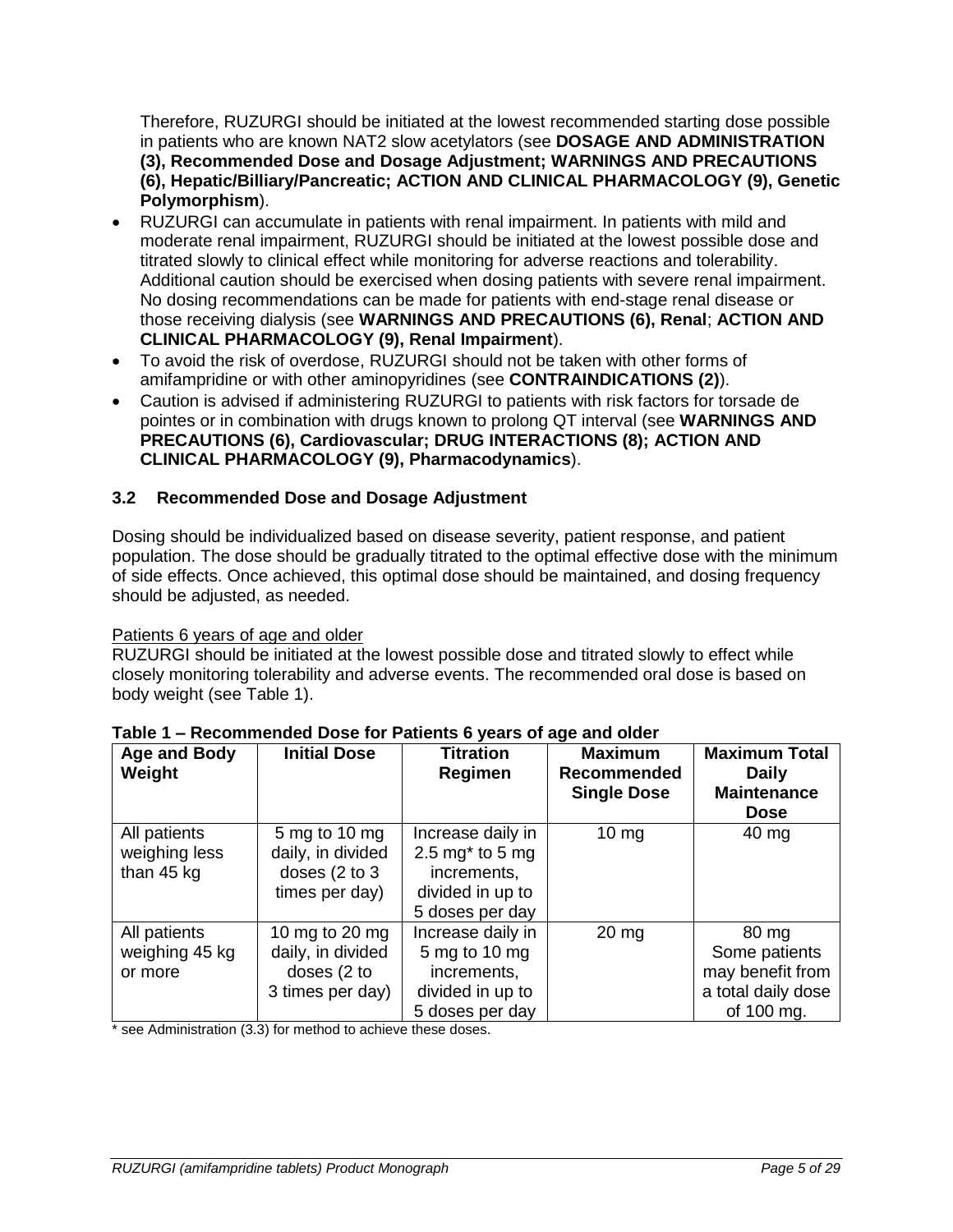Therefore, RUZURGI should be initiated at the lowest recommended starting dose possible in patients who are known NAT2 slow acetylators (see **DOSAGE AND ADMINISTRATION (3), Recommended Dose and Dosage Adjustment; WARNINGS AND PRECAUTIONS (6), Hepatic/Billiary/Pancreatic; ACTION AND CLINICAL PHARMACOLOGY (9), Genetic Polymorphism**).

- RUZURGI can accumulate in patients with renal impairment. In patients with mild and moderate renal impairment, RUZURGI should be initiated at the lowest possible dose and titrated slowly to clinical effect while monitoring for adverse reactions and tolerability. Additional caution should be exercised when dosing patients with severe renal impairment. No dosing recommendations can be made for patients with end-stage renal disease or those receiving dialysis (see **WARNINGS AND PRECAUTIONS (6), Renal**; **ACTION AND CLINICAL PHARMACOLOGY (9), Renal Impairment**).
- To avoid the risk of overdose, RUZURGI should not be taken with other forms of amifampridine or with other aminopyridines (see **CONTRAINDICATIONS (2)**).
- Caution is advised if administering RUZURGI to patients with risk factors for torsade de pointes or in combination with drugs known to prolong QT interval (see **WARNINGS AND PRECAUTIONS (6), Cardiovascular; DRUG INTERACTIONS (8); ACTION AND CLINICAL PHARMACOLOGY (9), Pharmacodynamics**).

### 3.2 Recommended Dose and Dosage Adjustment

Dosing should be individualized based on disease severity, patient response, and patient population. The dose should be gradually titrated to the optimal effective dose with the minimum of side effects. Once achieved, this optimal dose should be maintained, and dosing frequency should be adjusted, as needed.

Patients 6 years of age and older

RUZURGI should be initiated at the lowest possible dose and titrated slowly to effect while closely monitoring tolerability and adverse events. The recommended oral dose is based on body weight (see Table 1).

**Table 1 – Recommended Dose for Patients 6 years of age and older**

| Age and Body Weight | Initial Dose | Titration Regimen | Maximum Recommended Single Dose | Maximum Total Daily Maintenance Dose |
|---|---|---|---|---|
| All patients weighing less than 45 kg | 5 mg to 10 mg daily, in divided doses (2 to 3 times per day) | Increase daily in 2.5 mg* to 5 mg increments, divided in up to 5 doses per day | 10 mg | 40 mg |
| All patients weighing 45 kg or more | 10 mg to 20 mg daily, in divided doses (2 to 3 times per day) | Increase daily in 5 mg to 10 mg increments, divided in up to 5 doses per day | 20 mg | 80 mg Some patients may benefit from a total daily dose of 100 mg. |

* see Administration (3.3) for method to achieve these doses.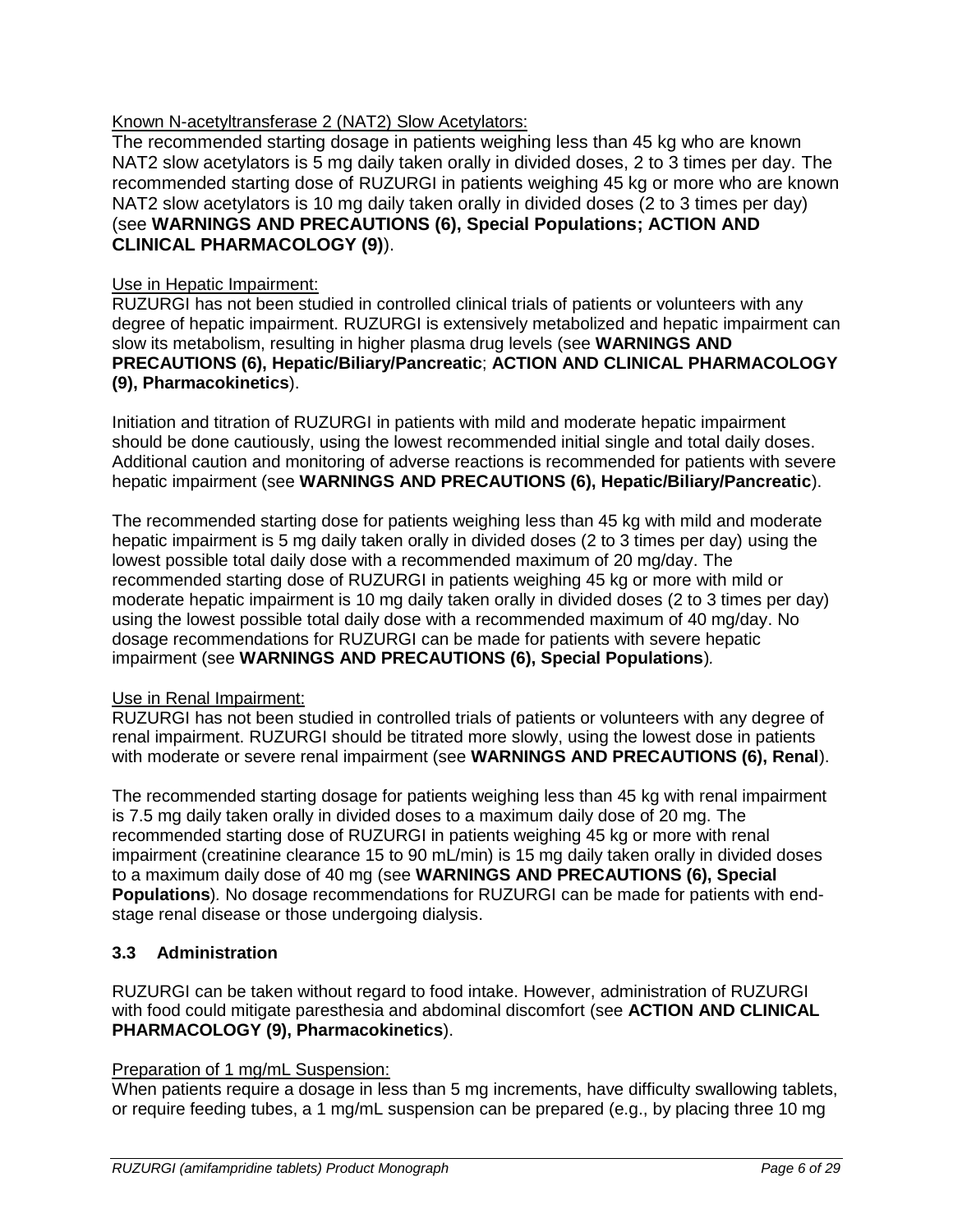Known N-acetyltransferase 2 (NAT2) Slow Acetylators:

The recommended starting dosage in patients weighing less than 45 kg who are known NAT2 slow acetylators is 5 mg daily taken orally in divided doses, 2 to 3 times per day. The recommended starting dose of RUZURGI in patients weighing 45 kg or more who are known NAT2 slow acetylators is 10 mg daily taken orally in divided doses (2 to 3 times per day) (see **WARNINGS AND PRECAUTIONS (6), Special Populations; ACTION AND CLINICAL PHARMACOLOGY (9)**).

Use in Hepatic Impairment:

RUZURGI has not been studied in controlled clinical trials of patients or volunteers with any degree of hepatic impairment. RUZURGI is extensively metabolized and hepatic impairment can slow its metabolism, resulting in higher plasma drug levels (see **WARNINGS AND PRECAUTIONS (6), Hepatic/Biliary/Pancreatic**; **ACTION AND CLINICAL PHARMACOLOGY (9), Pharmacokinetics**).

Initiation and titration of RUZURGI in patients with mild and moderate hepatic impairment should be done cautiously, using the lowest recommended initial single and total daily doses. Additional caution and monitoring of adverse reactions is recommended for patients with severe hepatic impairment (see **WARNINGS AND PRECAUTIONS (6), Hepatic/Biliary/Pancreatic**).

The recommended starting dose for patients weighing less than 45 kg with mild and moderate hepatic impairment is 5 mg daily taken orally in divided doses (2 to 3 times per day) using the lowest possible total daily dose with a recommended maximum of 20 mg/day. The recommended starting dose of RUZURGI in patients weighing 45 kg or more with mild or moderate hepatic impairment is 10 mg daily taken orally in divided doses (2 to 3 times per day) using the lowest possible total daily dose with a recommended maximum of 40 mg/day. No dosage recommendations for RUZURGI can be made for patients with severe hepatic impairment (see **WARNINGS AND PRECAUTIONS (6), Special Populations**).

Use in Renal Impairment:

RUZURGI has not been studied in controlled trials of patients or volunteers with any degree of renal impairment. RUZURGI should be titrated more slowly, using the lowest dose in patients with moderate or severe renal impairment (see **WARNINGS AND PRECAUTIONS (6), Renal**).

The recommended starting dosage for patients weighing less than 45 kg with renal impairment is 7.5 mg daily taken orally in divided doses to a maximum daily dose of 20 mg. The recommended starting dose of RUZURGI in patients weighing 45 kg or more with renal impairment (creatinine clearance 15 to 90 mL/min) is 15 mg daily taken orally in divided doses to a maximum daily dose of 40 mg (see **WARNINGS AND PRECAUTIONS (6), Special Populations**). No dosage recommendations for RUZURGI can be made for patients with end-stage renal disease or those undergoing dialysis.

### 3.3 Administration

RUZURGI can be taken without regard to food intake. However, administration of RUZURGI with food could mitigate paresthesia and abdominal discomfort (see **ACTION AND CLINICAL PHARMACOLOGY (9), Pharmacokinetics**).

Preparation of 1 mg/mL Suspension:

When patients require a dosage in less than 5 mg increments, have difficulty swallowing tablets, or require feeding tubes, a 1 mg/mL suspension can be prepared (e.g., by placing three 10 mg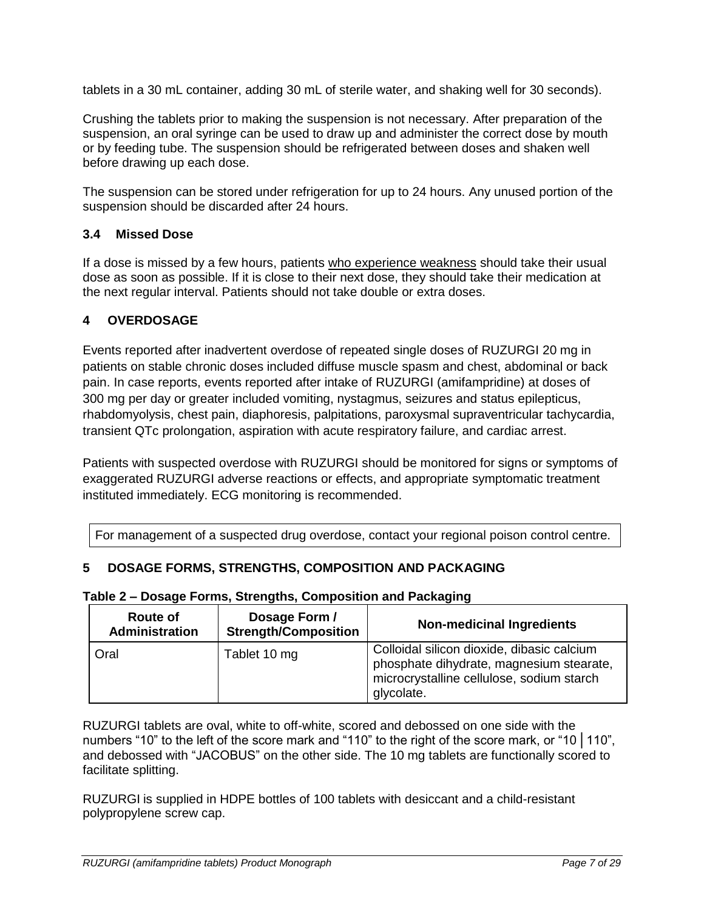tablets in a 30 mL container, adding 30 mL of sterile water, and shaking well for 30 seconds).

Crushing the tablets prior to making the suspension is not necessary. After preparation of the suspension, an oral syringe can be used to draw up and administer the correct dose by mouth or by feeding tube. The suspension should be refrigerated between doses and shaken well before drawing up each dose.

The suspension can be stored under refrigeration for up to 24 hours. Any unused portion of the suspension should be discarded after 24 hours.

### 3.4 Missed Dose

If a dose is missed by a few hours, patients who experience weakness should take their usual dose as soon as possible. If it is close to their next dose, they should take their medication at the next regular interval. Patients should not take double or extra doses.

## 4 OVERDOSAGE

Events reported after inadvertent overdose of repeated single doses of RUZURGI 20 mg in patients on stable chronic doses included diffuse muscle spasm and chest, abdominal or back pain. In case reports, events reported after intake of RUZURGI (amifampridine) at doses of 300 mg per day or greater included vomiting, nystagmus, seizures and status epilepticus, rhabdomyolysis, chest pain, diaphoresis, palpitations, paroxysmal supraventricular tachycardia, transient QTc prolongation, aspiration with acute respiratory failure, and cardiac arrest.

Patients with suspected overdose with RUZURGI should be monitored for signs or symptoms of exaggerated RUZURGI adverse reactions or effects, and appropriate symptomatic treatment instituted immediately. ECG monitoring is recommended.

For management of a suspected drug overdose, contact your regional poison control centre.

## 5 DOSAGE FORMS, STRENGTHS, COMPOSITION AND PACKAGING

**Table 2 – Dosage Forms, Strengths, Composition and Packaging**

| Route of Administration | Dosage Form / Strength/Composition | Non-medicinal Ingredients |
|---|---|---|
| Oral | Tablet 10 mg | Colloidal silicon dioxide, dibasic calcium phosphate dihydrate, magnesium stearate, microcrystalline cellulose, sodium starch glycolate. |

RUZURGI tablets are oval, white to off-white, scored and debossed on one side with the numbers “10” to the left of the score mark and “110” to the right of the score mark, or “10 │110”, and debossed with “JACOBUS” on the other side. The 10 mg tablets are functionally scored to facilitate splitting.

RUZURGI is supplied in HDPE bottles of 100 tablets with desiccant and a child-resistant polypropylene screw cap.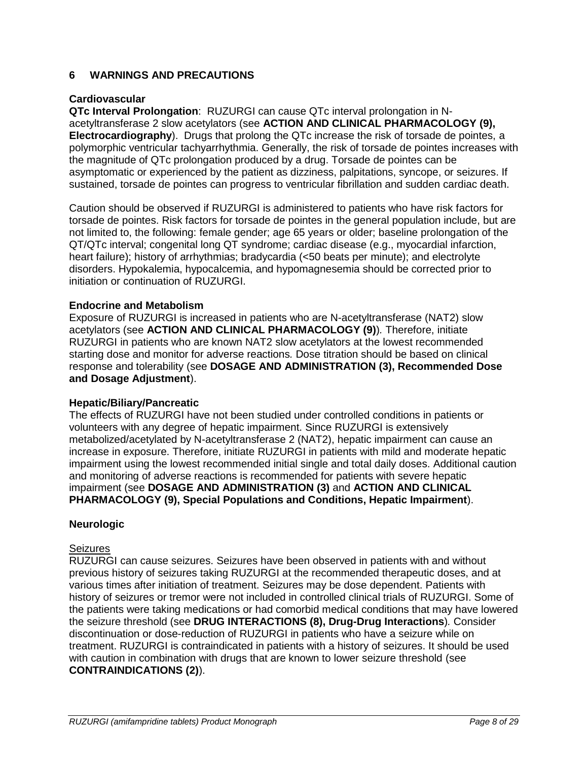## 6 WARNINGS AND PRECAUTIONS

**Cardiovascular**

**QTc Interval Prolongation**: RUZURGI can cause QTc interval prolongation in N-acetyltransferase 2 slow acetylators (see **ACTION AND CLINICAL PHARMACOLOGY (9), Electrocardiography**). Drugs that prolong the QTc increase the risk of torsade de pointes, a polymorphic ventricular tachyarrhythmia. Generally, the risk of torsade de pointes increases with the magnitude of QTc prolongation produced by a drug. Torsade de pointes can be asymptomatic or experienced by the patient as dizziness, palpitations, syncope, or seizures. If sustained, torsade de pointes can progress to ventricular fibrillation and sudden cardiac death.

Caution should be observed if RUZURGI is administered to patients who have risk factors for torsade de pointes. Risk factors for torsade de pointes in the general population include, but are not limited to, the following: female gender; age 65 years or older; baseline prolongation of the QT/QTc interval; congenital long QT syndrome; cardiac disease (e.g., myocardial infarction, heart failure); history of arrhythmias; bradycardia (<50 beats per minute); and electrolyte disorders. Hypokalemia, hypocalcemia, and hypomagnesemia should be corrected prior to initiation or continuation of RUZURGI.

**Endocrine and Metabolism**

Exposure of RUZURGI is increased in patients who are N-acetyltransferase (NAT2) slow acetylators (see **ACTION AND CLINICAL PHARMACOLOGY (9)**). Therefore, initiate RUZURGI in patients who are known NAT2 slow acetylators at the lowest recommended starting dose and monitor for adverse reactions. Dose titration should be based on clinical response and tolerability (see **DOSAGE AND ADMINISTRATION (3), Recommended Dose and Dosage Adjustment**).

**Hepatic/Biliary/Pancreatic**

The effects of RUZURGI have not been studied under controlled conditions in patients or volunteers with any degree of hepatic impairment. Since RUZURGI is extensively metabolized/acetylated by N-acetyltransferase 2 (NAT2), hepatic impairment can cause an increase in exposure. Therefore, initiate RUZURGI in patients with mild and moderate hepatic impairment using the lowest recommended initial single and total daily doses. Additional caution and monitoring of adverse reactions is recommended for patients with severe hepatic impairment (see **DOSAGE AND ADMINISTRATION (3)** and **ACTION AND CLINICAL PHARMACOLOGY (9), Special Populations and Conditions, Hepatic Impairment**).

**Neurologic**

Seizures

RUZURGI can cause seizures. Seizures have been observed in patients with and without previous history of seizures taking RUZURGI at the recommended therapeutic doses, and at various times after initiation of treatment. Seizures may be dose dependent. Patients with history of seizures or tremor were not included in controlled clinical trials of RUZURGI. Some of the patients were taking medications or had comorbid medical conditions that may have lowered the seizure threshold (see **DRUG INTERACTIONS (8), Drug-Drug Interactions**). Consider discontinuation or dose-reduction of RUZURGI in patients who have a seizure while on treatment. RUZURGI is contraindicated in patients with a history of seizures. It should be used with caution in combination with drugs that are known to lower seizure threshold (see **CONTRAINDICATIONS (2)**).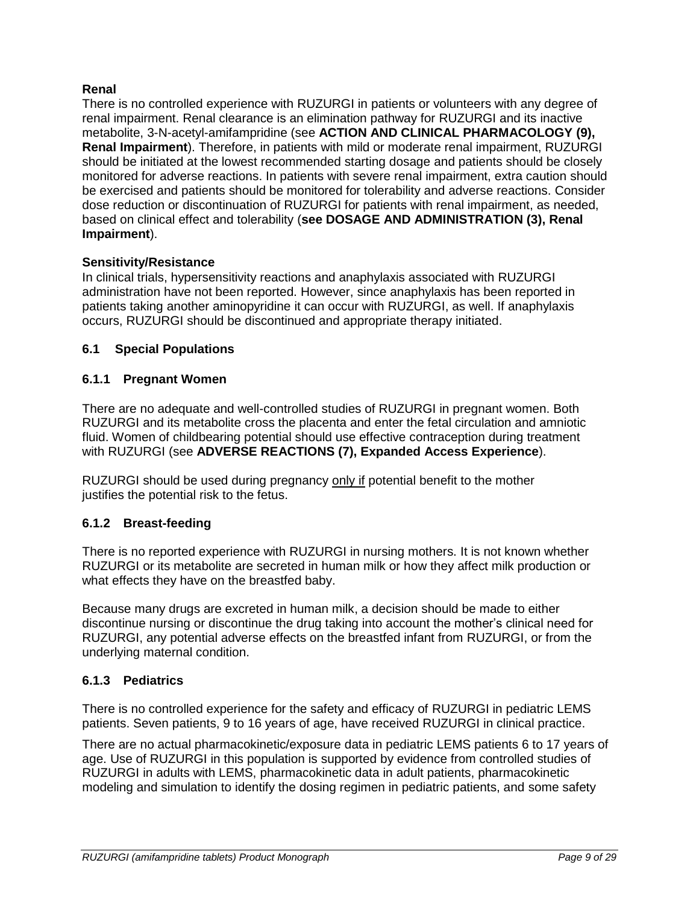**Renal**

There is no controlled experience with RUZURGI in patients or volunteers with any degree of renal impairment. Renal clearance is an elimination pathway for RUZURGI and its inactive metabolite, 3-N-acetyl-amifampridine (see **ACTION AND CLINICAL PHARMACOLOGY (9), Renal Impairment**). Therefore, in patients with mild or moderate renal impairment, RUZURGI should be initiated at the lowest recommended starting dosage and patients should be closely monitored for adverse reactions. In patients with severe renal impairment, extra caution should be exercised and patients should be monitored for tolerability and adverse reactions. Consider dose reduction or discontinuation of RUZURGI for patients with renal impairment, as needed, based on clinical effect and tolerability (**see DOSAGE AND ADMINISTRATION (3), Renal Impairment**).

**Sensitivity/Resistance**

In clinical trials, hypersensitivity reactions and anaphylaxis associated with RUZURGI administration have not been reported. However, since anaphylaxis has been reported in patients taking another aminopyridine it can occur with RUZURGI, as well. If anaphylaxis occurs, RUZURGI should be discontinued and appropriate therapy initiated.

### 6.1 Special Populations

#### 6.1.1 Pregnant Women

There are no adequate and well-controlled studies of RUZURGI in pregnant women. Both RUZURGI and its metabolite cross the placenta and enter the fetal circulation and amniotic fluid. Women of childbearing potential should use effective contraception during treatment with RUZURGI (see **ADVERSE REACTIONS (7), Expanded Access Experience**).

RUZURGI should be used during pregnancy <u>only if</u> potential benefit to the mother justifies the potential risk to the fetus.

#### 6.1.2 Breast-feeding

There is no reported experience with RUZURGI in nursing mothers. It is not known whether RUZURGI or its metabolite are secreted in human milk or how they affect milk production or what effects they have on the breastfed baby.

Because many drugs are excreted in human milk, a decision should be made to either discontinue nursing or discontinue the drug taking into account the mother's clinical need for RUZURGI, any potential adverse effects on the breastfed infant from RUZURGI, or from the underlying maternal condition.

#### 6.1.3 Pediatrics

There is no controlled experience for the safety and efficacy of RUZURGI in pediatric LEMS patients. Seven patients, 9 to 16 years of age, have received RUZURGI in clinical practice.

There are no actual pharmacokinetic/exposure data in pediatric LEMS patients 6 to 17 years of age. Use of RUZURGI in this population is supported by evidence from controlled studies of RUZURGI in adults with LEMS, pharmacokinetic data in adult patients, pharmacokinetic modeling and simulation to identify the dosing regimen in pediatric patients, and some safety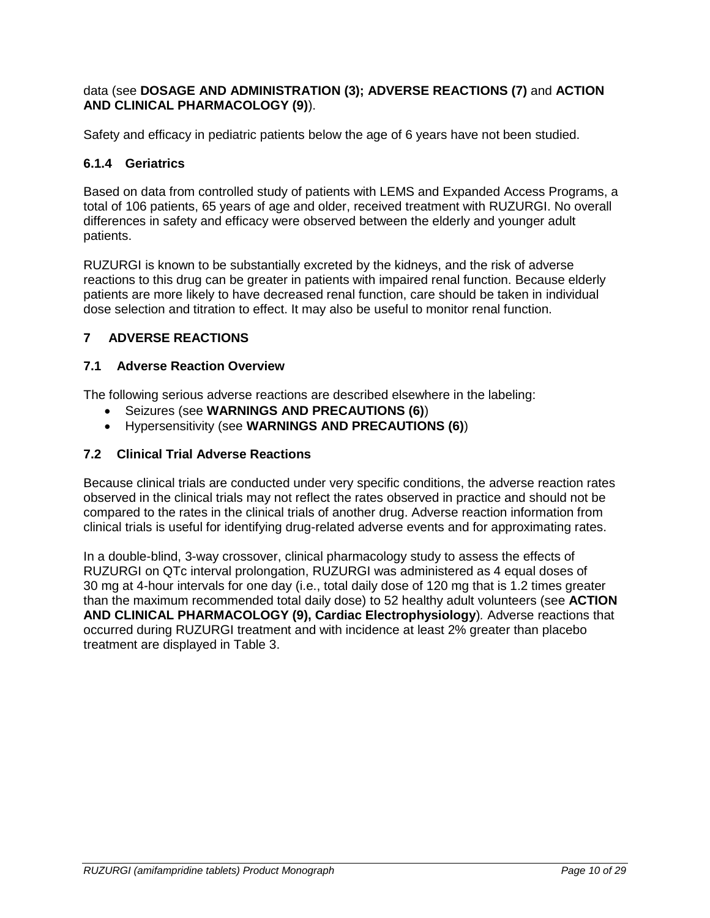data (see **DOSAGE AND ADMINISTRATION (3); ADVERSE REACTIONS (7)** and **ACTION AND CLINICAL PHARMACOLOGY (9)**).

Safety and efficacy in pediatric patients below the age of 6 years have not been studied.

### 6.1.4 Geriatrics

Based on data from controlled study of patients with LEMS and Expanded Access Programs, a total of 106 patients, 65 years of age and older, received treatment with RUZURGI. No overall differences in safety and efficacy were observed between the elderly and younger adult patients.

RUZURGI is known to be substantially excreted by the kidneys, and the risk of adverse reactions to this drug can be greater in patients with impaired renal function. Because elderly patients are more likely to have decreased renal function, care should be taken in individual dose selection and titration to effect. It may also be useful to monitor renal function.

## 7 ADVERSE REACTIONS

### 7.1 Adverse Reaction Overview

The following serious adverse reactions are described elsewhere in the labeling:

- Seizures (see **WARNINGS AND PRECAUTIONS (6)**)
- Hypersensitivity (see **WARNINGS AND PRECAUTIONS (6)**)

### 7.2 Clinical Trial Adverse Reactions

Because clinical trials are conducted under very specific conditions, the adverse reaction rates observed in the clinical trials may not reflect the rates observed in practice and should not be compared to the rates in the clinical trials of another drug. Adverse reaction information from clinical trials is useful for identifying drug-related adverse events and for approximating rates.

In a double-blind, 3-way crossover, clinical pharmacology study to assess the effects of RUZURGI on QTc interval prolongation, RUZURGI was administered as 4 equal doses of 30 mg at 4-hour intervals for one day (i.e., total daily dose of 120 mg that is 1.2 times greater than the maximum recommended total daily dose) to 52 healthy adult volunteers (see **ACTION AND CLINICAL PHARMACOLOGY (9), Cardiac Electrophysiology**). Adverse reactions that occurred during RUZURGI treatment and with incidence at least 2% greater than placebo treatment are displayed in Table 3.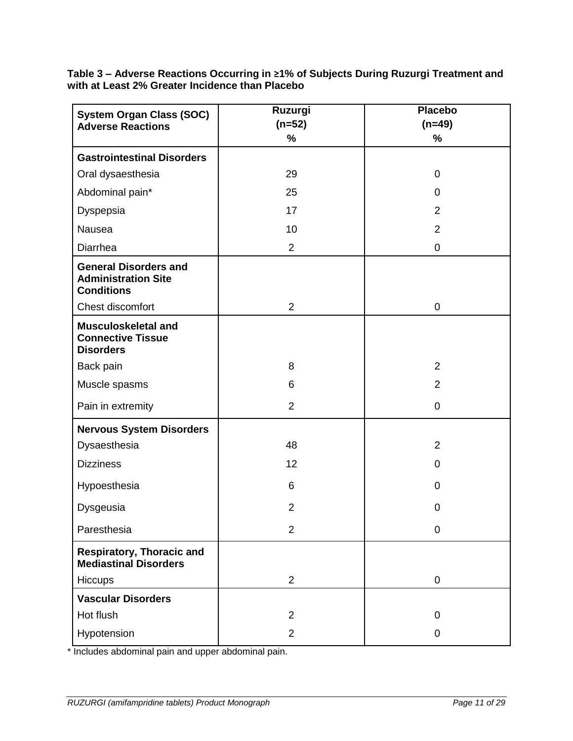**Table 3 – Adverse Reactions Occurring in ≥1% of Subjects During Ruzurgi Treatment and with at Least 2% Greater Incidence than Placebo**

| System Organ Class (SOC) Adverse Reactions | Ruzurgi (n=52) % | Placebo (n=49) % |
|---|---|---|
| **Gastrointestinal Disorders** | | |
| Oral dysaesthesia | 29 | 0 |
| Abdominal pain* | 25 | 0 |
| Dyspepsia | 17 | 2 |
| Nausea | 10 | 2 |
| Diarrhea | 2 | 0 |
| **General Disorders and Administration Site Conditions** | | |
| Chest discomfort | 2 | 0 |
| **Musculoskeletal and Connective Tissue Disorders** | | |
| Back pain | 8 | 2 |
| Muscle spasms | 6 | 2 |
| Pain in extremity | 2 | 0 |
| **Nervous System Disorders** | | |
| Dysaesthesia | 48 | 2 |
| Dizziness | 12 | 0 |
| Hypoesthesia | 6 | 0 |
| Dysgeusia | 2 | 0 |
| Paresthesia | 2 | 0 |
| **Respiratory, Thoracic and Mediastinal Disorders** | | |
| Hiccups | 2 | 0 |
| **Vascular Disorders** | | |
| Hot flush | 2 | 0 |
| Hypotension | 2 | 0 |

* Includes abdominal pain and upper abdominal pain.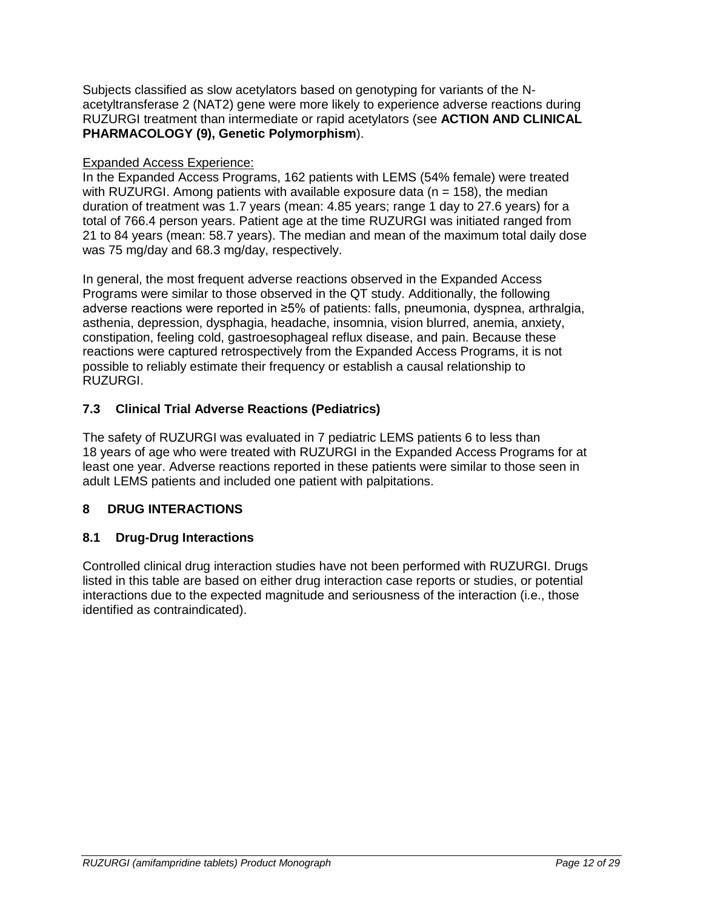Subjects classified as slow acetylators based on genotyping for variants of the N-acetyltransferase 2 (NAT2) gene were more likely to experience adverse reactions during RUZURGI treatment than intermediate or rapid acetylators (see **ACTION AND CLINICAL PHARMACOLOGY (9), Genetic Polymorphism**).

Expanded Access Experience:

In the Expanded Access Programs, 162 patients with LEMS (54% female) were treated with RUZURGI. Among patients with available exposure data (n = 158), the median duration of treatment was 1.7 years (mean: 4.85 years; range 1 day to 27.6 years) for a total of 766.4 person years. Patient age at the time RUZURGI was initiated ranged from 21 to 84 years (mean: 58.7 years). The median and mean of the maximum total daily dose was 75 mg/day and 68.3 mg/day, respectively.

In general, the most frequent adverse reactions observed in the Expanded Access Programs were similar to those observed in the QT study. Additionally, the following adverse reactions were reported in ≥5% of patients: falls, pneumonia, dyspnea, arthralgia, asthenia, depression, dysphagia, headache, insomnia, vision blurred, anemia, anxiety, constipation, feeling cold, gastroesophageal reflux disease, and pain. Because these reactions were captured retrospectively from the Expanded Access Programs, it is not possible to reliably estimate their frequency or establish a causal relationship to RUZURGI.

### 7.3 Clinical Trial Adverse Reactions (Pediatrics)

The safety of RUZURGI was evaluated in 7 pediatric LEMS patients 6 to less than 18 years of age who were treated with RUZURGI in the Expanded Access Programs for at least one year. Adverse reactions reported in these patients were similar to those seen in adult LEMS patients and included one patient with palpitations.

## 8 DRUG INTERACTIONS

### 8.1 Drug-Drug Interactions

Controlled clinical drug interaction studies have not been performed with RUZURGI. Drugs listed in this table are based on either drug interaction case reports or studies, or potential interactions due to the expected magnitude and seriousness of the interaction (i.e., those identified as contraindicated).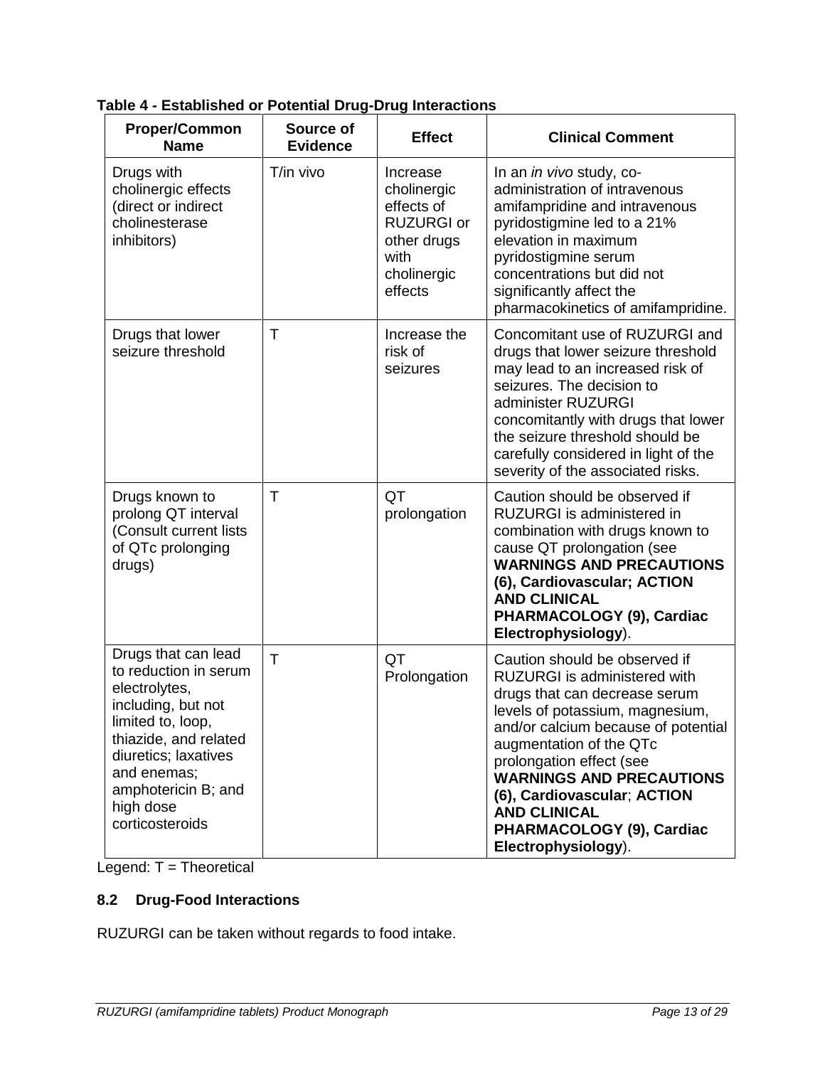**Table 4 - Established or Potential Drug-Drug Interactions**

| Proper/Common Name | Source of Evidence | Effect | Clinical Comment |
|---|---|---|---|
| Drugs with cholinergic effects (direct or indirect cholinesterase inhibitors) | T/in vivo | Increase cholinergic effects of RUZURGI or other drugs with cholinergic effects | In an *in vivo* study, co-administration of intravenous amifampridine and intravenous pyridostigmine led to a 21% elevation in maximum pyridostigmine serum concentrations but did not significantly affect the pharmacokinetics of amifampridine. |
| Drugs that lower seizure threshold | T | Increase the risk of seizures | Concomitant use of RUZURGI and drugs that lower seizure threshold may lead to an increased risk of seizures. The decision to administer RUZURGI concomitantly with drugs that lower the seizure threshold should be carefully considered in light of the severity of the associated risks. |
| Drugs known to prolong QT interval (Consult current lists of QTc prolonging drugs) | T | QT prolongation | Caution should be observed if RUZURGI is administered in combination with drugs known to cause QT prolongation (see **WARNINGS AND PRECAUTIONS (6), Cardiovascular; ACTION AND CLINICAL PHARMACOLOGY (9), Cardiac Electrophysiology**). |
| Drugs that can lead to reduction in serum electrolytes, including, but not limited to, loop, thiazide, and related diuretics; laxatives and enemas; amphotericin B; and high dose corticosteroids | T | QT Prolongation | Caution should be observed if RUZURGI is administered with drugs that can decrease serum levels of potassium, magnesium, and/or calcium because of potential augmentation of the QTc prolongation effect (see **WARNINGS AND PRECAUTIONS (6), Cardiovascular**; **ACTION AND CLINICAL PHARMACOLOGY (9), Cardiac Electrophysiology**). |

Legend: T = Theoretical

### 8.2 Drug-Food Interactions

RUZURGI can be taken without regards to food intake.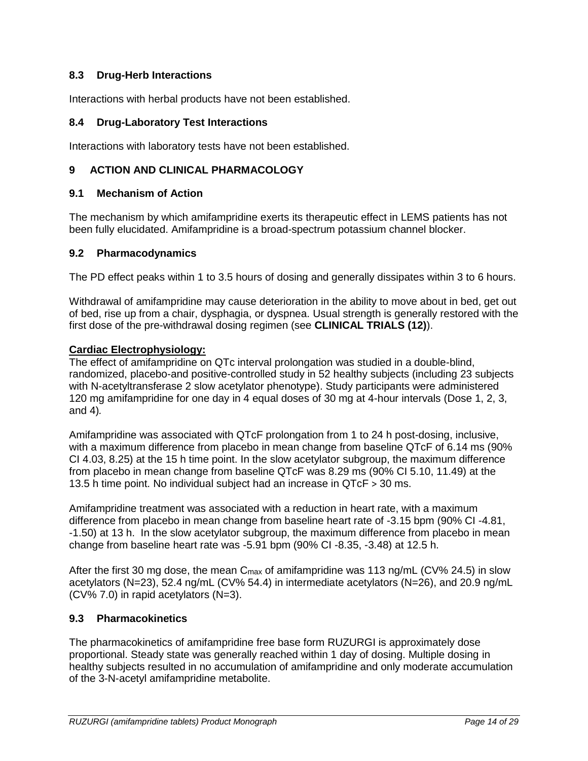### 8.3 Drug-Herb Interactions

Interactions with herbal products have not been established.

### 8.4 Drug-Laboratory Test Interactions

Interactions with laboratory tests have not been established.

## 9 ACTION AND CLINICAL PHARMACOLOGY

### 9.1 Mechanism of Action

The mechanism by which amifampridine exerts its therapeutic effect in LEMS patients has not been fully elucidated. Amifampridine is a broad-spectrum potassium channel blocker.

### 9.2 Pharmacodynamics

The PD effect peaks within 1 to 3.5 hours of dosing and generally dissipates within 3 to 6 hours.

Withdrawal of amifampridine may cause deterioration in the ability to move about in bed, get out of bed, rise up from a chair, dysphagia, or dyspnea. Usual strength is generally restored with the first dose of the pre-withdrawal dosing regimen (see **CLINICAL TRIALS (12)**).

**Cardiac Electrophysiology:**

The effect of amifampridine on QTc interval prolongation was studied in a double-blind, randomized, placebo-and positive-controlled study in 52 healthy subjects (including 23 subjects with N-acetyltransferase 2 slow acetylator phenotype). Study participants were administered 120 mg amifampridine for one day in 4 equal doses of 30 mg at 4-hour intervals (Dose 1, 2, 3, and 4).

Amifampridine was associated with QTcF prolongation from 1 to 24 h post-dosing, inclusive, with a maximum difference from placebo in mean change from baseline QTcF of 6.14 ms (90% CI 4.03, 8.25) at the 15 h time point. In the slow acetylator subgroup, the maximum difference from placebo in mean change from baseline QTcF was 8.29 ms (90% CI 5.10, 11.49) at the 13.5 h time point. No individual subject had an increase in QTcF > 30 ms.

Amifampridine treatment was associated with a reduction in heart rate, with a maximum difference from placebo in mean change from baseline heart rate of -3.15 bpm (90% CI -4.81, -1.50) at 13 h. In the slow acetylator subgroup, the maximum difference from placebo in mean change from baseline heart rate was -5.91 bpm (90% CI -8.35, -3.48) at 12.5 h.

After the first 30 mg dose, the mean $C_{max}$ of amifampridine was 113 ng/mL (CV% 24.5) in slow acetylators (N=23), 52.4 ng/mL (CV% 54.4) in intermediate acetylators (N=26), and 20.9 ng/mL (CV% 7.0) in rapid acetylators (N=3).

### 9.3 Pharmacokinetics

The pharmacokinetics of amifampridine free base form RUZURGI is approximately dose proportional. Steady state was generally reached within 1 day of dosing. Multiple dosing in healthy subjects resulted in no accumulation of amifampridine and only moderate accumulation of the 3-N-acetyl amifampridine metabolite.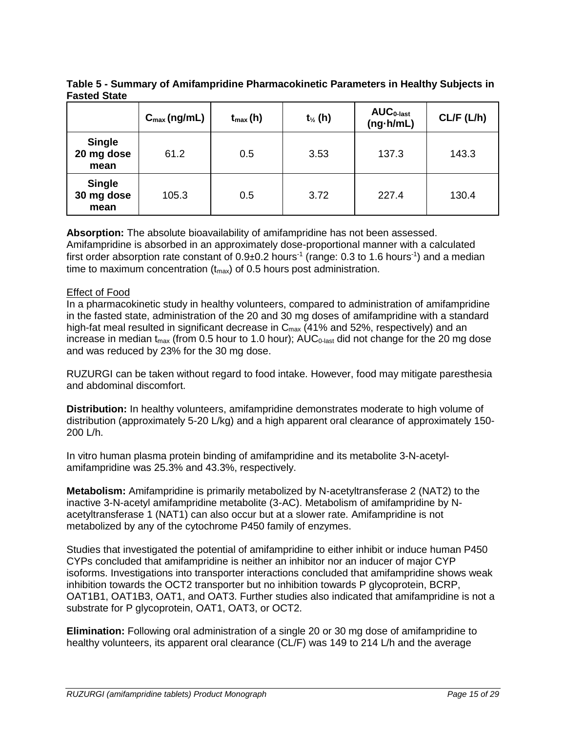**Table 5 - Summary of Amifampridine Pharmacokinetic Parameters in Healthy Subjects in Fasted State**

| | $C_{max}$ (ng/mL) | $t_{max}$ (h) | $t_{½}$ (h) | $AUC_{0-last}$ (ng·h/mL) | CL/F (L/h) |
|---|---|---|---|---|---|
| **Single 20 mg dose mean** | 61.2 | 0.5 | 3.53 | 137.3 | 143.3 |
| **Single 30 mg dose mean** | 105.3 | 0.5 | 3.72 | 227.4 | 130.4 |

**Absorption:** The absolute bioavailability of amifampridine has not been assessed. Amifampridine is absorbed in an approximately dose-proportional manner with a calculated first order absorption rate constant of 0.9±0.2 hours$^{-1}$ (range: 0.3 to 1.6 hours$^{-1}$) and a median time to maximum concentration ($t_{max}$) of 0.5 hours post administration.

Effect of Food

In a pharmacokinetic study in healthy volunteers, compared to administration of amifampridine in the fasted state, administration of the 20 and 30 mg doses of amifampridine with a standard high-fat meal resulted in significant decrease in $C_{max}$ (41% and 52%, respectively) and an increase in median $t_{max}$ (from 0.5 hour to 1.0 hour); $AUC_{0-last}$ did not change for the 20 mg dose and was reduced by 23% for the 30 mg dose.

RUZURGI can be taken without regard to food intake. However, food may mitigate paresthesia and abdominal discomfort.

**Distribution:** In healthy volunteers, amifampridine demonstrates moderate to high volume of distribution (approximately 5-20 L/kg) and a high apparent oral clearance of approximately 150-200 L/h.

In vitro human plasma protein binding of amifampridine and its metabolite 3-N-acetyl-amifampridine was 25.3% and 43.3%, respectively.

**Metabolism:** Amifampridine is primarily metabolized by N-acetyltransferase 2 (NAT2) to the inactive 3-N-acetyl amifampridine metabolite (3-AC). Metabolism of amifampridine by N-acetyltransferase 1 (NAT1) can also occur but at a slower rate. Amifampridine is not metabolized by any of the cytochrome P450 family of enzymes.

Studies that investigated the potential of amifampridine to either inhibit or induce human P450 CYPs concluded that amifampridine is neither an inhibitor nor an inducer of major CYP isoforms. Investigations into transporter interactions concluded that amifampridine shows weak inhibition towards the OCT2 transporter but no inhibition towards P glycoprotein, BCRP, OAT1B1, OAT1B3, OAT1, and OAT3. Further studies also indicated that amifampridine is not a substrate for P glycoprotein, OAT1, OAT3, or OCT2.

**Elimination:** Following oral administration of a single 20 or 30 mg dose of amifampridine to healthy volunteers, its apparent oral clearance (CL/F) was 149 to 214 L/h and the average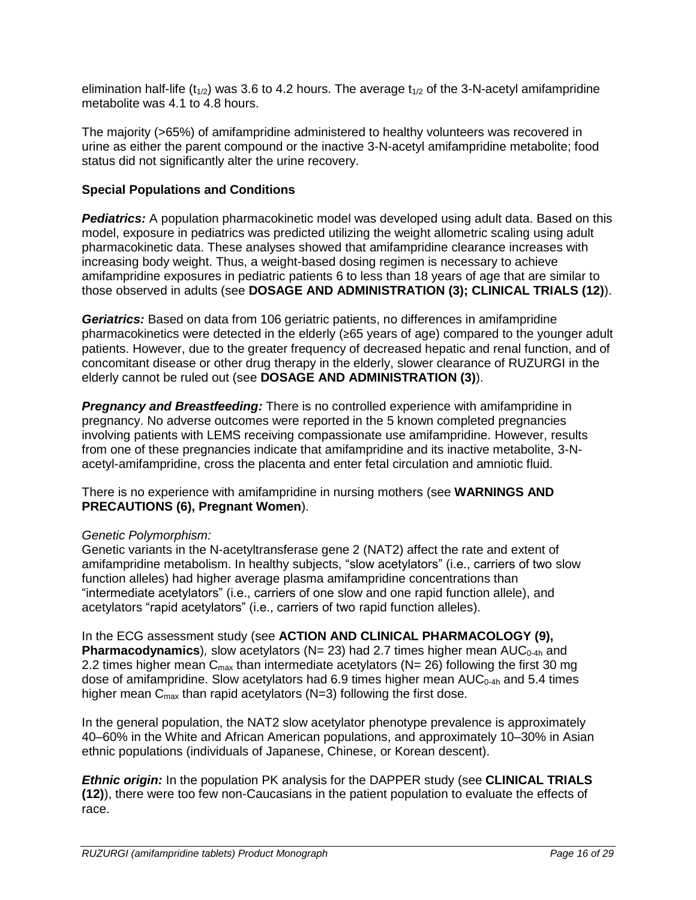elimination half-life ($t_{1/2}$) was 3.6 to 4.2 hours. The average $t_{1/2}$ of the 3-N-acetyl amifampridine metabolite was 4.1 to 4.8 hours.

The majority (>65%) of amifampridine administered to healthy volunteers was recovered in urine as either the parent compound or the inactive 3-N-acetyl amifampridine metabolite; food status did not significantly alter the urine recovery.

**Special Populations and Conditions**

***Pediatrics:*** A population pharmacokinetic model was developed using adult data. Based on this model, exposure in pediatrics was predicted utilizing the weight allometric scaling using adult pharmacokinetic data. These analyses showed that amifampridine clearance increases with increasing body weight. Thus, a weight-based dosing regimen is necessary to achieve amifampridine exposures in pediatric patients 6 to less than 18 years of age that are similar to those observed in adults (see **DOSAGE AND ADMINISTRATION (3); CLINICAL TRIALS (12)**).

***Geriatrics:*** Based on data from 106 geriatric patients, no differences in amifampridine pharmacokinetics were detected in the elderly (≥65 years of age) compared to the younger adult patients. However, due to the greater frequency of decreased hepatic and renal function, and of concomitant disease or other drug therapy in the elderly, slower clearance of RUZURGI in the elderly cannot be ruled out (see **DOSAGE AND ADMINISTRATION (3)**).

***Pregnancy and Breastfeeding:*** There is no controlled experience with amifampridine in pregnancy. No adverse outcomes were reported in the 5 known completed pregnancies involving patients with LEMS receiving compassionate use amifampridine. However, results from one of these pregnancies indicate that amifampridine and its inactive metabolite, 3-N-acetyl-amifampridine, cross the placenta and enter fetal circulation and amniotic fluid.

There is no experience with amifampridine in nursing mothers (see **WARNINGS AND PRECAUTIONS (6), Pregnant Women**).

*Genetic Polymorphism:*
Genetic variants in the N-acetyltransferase gene 2 (NAT2) affect the rate and extent of amifampridine metabolism. In healthy subjects, "slow acetylators" (i.e., carriers of two slow function alleles) had higher average plasma amifampridine concentrations than "intermediate acetylators" (i.e., carriers of one slow and one rapid function allele), and acetylators "rapid acetylators" (i.e., carriers of two rapid function alleles).

In the ECG assessment study (see **ACTION AND CLINICAL PHARMACOLOGY (9), Pharmacodynamics**)*,* slow acetylators (N= 23) had 2.7 times higher mean $AUC_{0\text{-}4h}$ and 2.2 times higher mean $C_{max}$ than intermediate acetylators (N= 26) following the first 30 mg dose of amifampridine. Slow acetylators had 6.9 times higher mean $AUC_{0\text{-}4h}$ and 5.4 times higher mean $C_{max}$ than rapid acetylators (N=3) following the first dose.

In the general population, the NAT2 slow acetylator phenotype prevalence is approximately 40–60% in the White and African American populations, and approximately 10–30% in Asian ethnic populations (individuals of Japanese, Chinese, or Korean descent).

***Ethnic origin:*** In the population PK analysis for the DAPPER study (see **CLINICAL TRIALS (12)**), there were too few non-Caucasians in the patient population to evaluate the effects of race.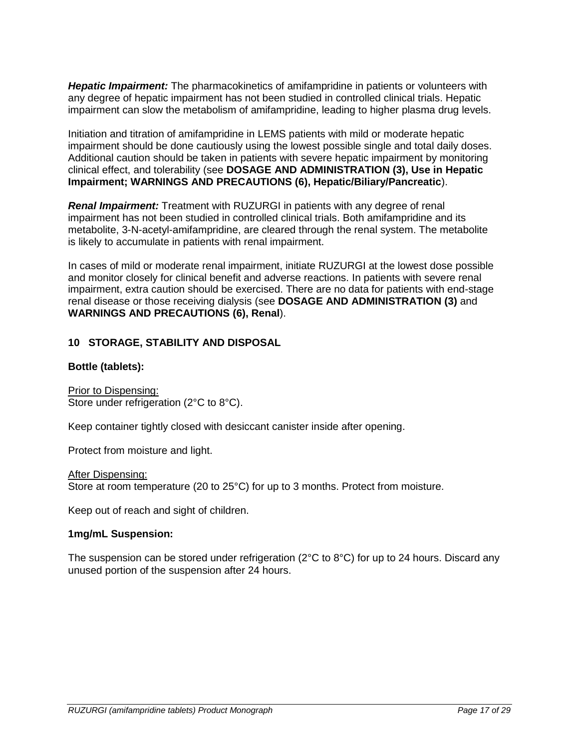***Hepatic Impairment:*** The pharmacokinetics of amifampridine in patients or volunteers with any degree of hepatic impairment has not been studied in controlled clinical trials. Hepatic impairment can slow the metabolism of amifampridine, leading to higher plasma drug levels.

Initiation and titration of amifampridine in LEMS patients with mild or moderate hepatic impairment should be done cautiously using the lowest possible single and total daily doses. Additional caution should be taken in patients with severe hepatic impairment by monitoring clinical effect, and tolerability (see **DOSAGE AND ADMINISTRATION (3), Use in Hepatic Impairment; WARNINGS AND PRECAUTIONS (6), Hepatic/Biliary/Pancreatic**).

***Renal Impairment:*** Treatment with RUZURGI in patients with any degree of renal impairment has not been studied in controlled clinical trials. Both amifampridine and its metabolite, 3-N-acetyl-amifampridine, are cleared through the renal system. The metabolite is likely to accumulate in patients with renal impairment.

In cases of mild or moderate renal impairment, initiate RUZURGI at the lowest dose possible and monitor closely for clinical benefit and adverse reactions. In patients with severe renal impairment, extra caution should be exercised. There are no data for patients with end-stage renal disease or those receiving dialysis (see **DOSAGE AND ADMINISTRATION (3)** and **WARNINGS AND PRECAUTIONS (6), Renal**).

## 10 STORAGE, STABILITY AND DISPOSAL

**Bottle (tablets):**

<u>Prior to Dispensing:</u>
Store under refrigeration (2°C to 8°C).

Keep container tightly closed with desiccant canister inside after opening.

Protect from moisture and light.

<u>After Dispensing:</u>
Store at room temperature (20 to 25°C) for up to 3 months. Protect from moisture.

Keep out of reach and sight of children.

**1mg/mL Suspension:**

The suspension can be stored under refrigeration (2°C to 8°C) for up to 24 hours. Discard any unused portion of the suspension after 24 hours.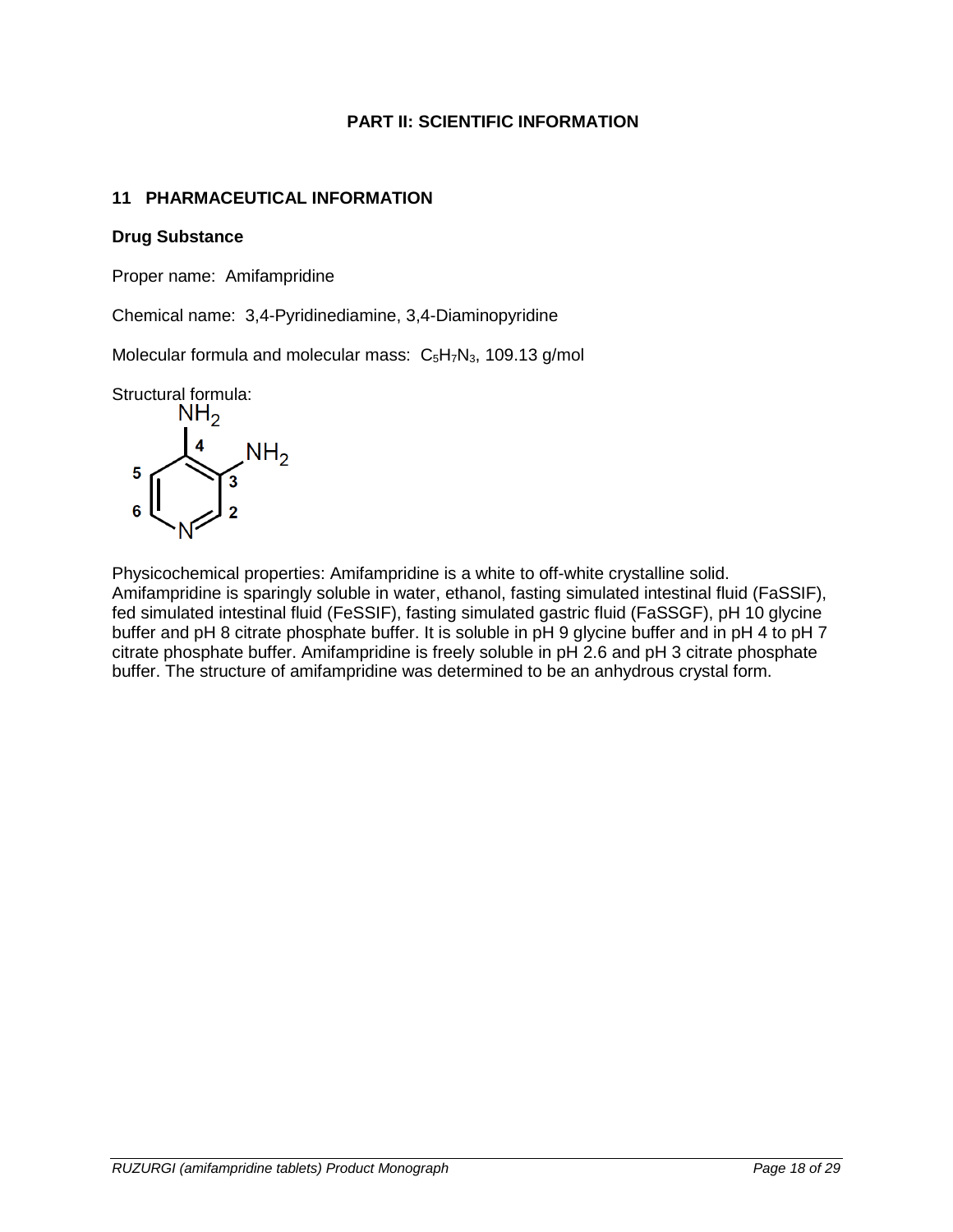# PART II: SCIENTIFIC INFORMATION

## 11 PHARMACEUTICAL INFORMATION

### Drug Substance

Proper name: Amifampridine

Chemical name: 3,4-Pyridinediamine, 3,4-Diaminopyridine

Molecular formula and molecular mass: $C_5H_7N_3$, 109.13 g/mol

Structural formula:

Physicochemical properties: Amifampridine is a white to off-white crystalline solid. Amifampridine is sparingly soluble in water, ethanol, fasting simulated intestinal fluid (FaSSIF), fed simulated intestinal fluid (FeSSIF), fasting simulated gastric fluid (FaSSGF), pH 10 glycine buffer and pH 8 citrate phosphate buffer. It is soluble in pH 9 glycine buffer and in pH 4 to pH 7 citrate phosphate buffer. Amifampridine is freely soluble in pH 2.6 and pH 3 citrate phosphate buffer. The structure of amifampridine was determined to be an anhydrous crystal form.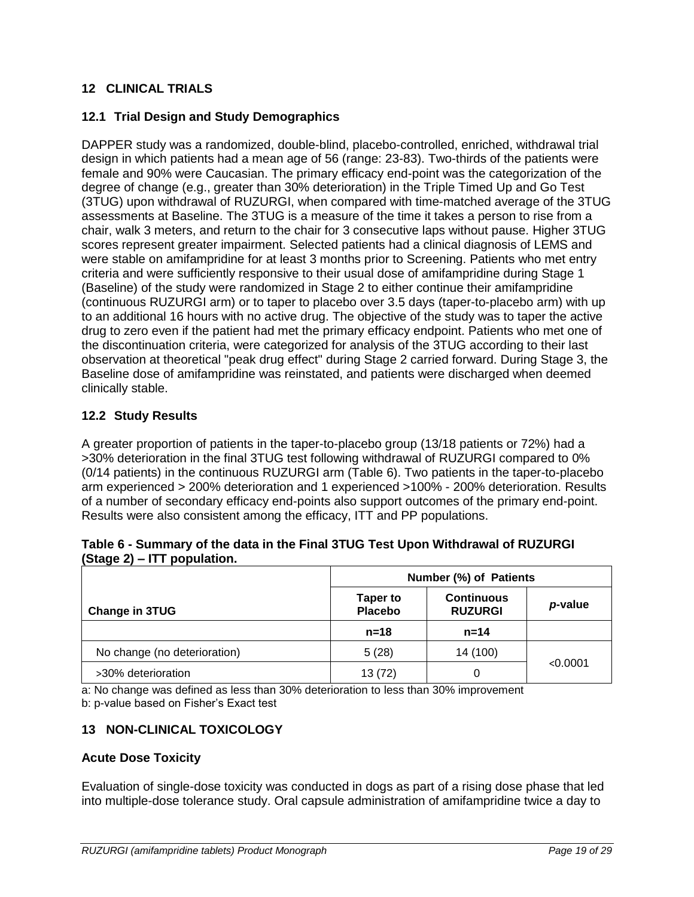## 12 CLINICAL TRIALS

### 12.1 Trial Design and Study Demographics

DAPPER study was a randomized, double-blind, placebo-controlled, enriched, withdrawal trial design in which patients had a mean age of 56 (range: 23-83). Two-thirds of the patients were female and 90% were Caucasian. The primary efficacy end-point was the categorization of the degree of change (e.g., greater than 30% deterioration) in the Triple Timed Up and Go Test (3TUG) upon withdrawal of RUZURGI, when compared with time-matched average of the 3TUG assessments at Baseline. The 3TUG is a measure of the time it takes a person to rise from a chair, walk 3 meters, and return to the chair for 3 consecutive laps without pause. Higher 3TUG scores represent greater impairment. Selected patients had a clinical diagnosis of LEMS and were stable on amifampridine for at least 3 months prior to Screening. Patients who met entry criteria and were sufficiently responsive to their usual dose of amifampridine during Stage 1 (Baseline) of the study were randomized in Stage 2 to either continue their amifampridine (continuous RUZURGI arm) or to taper to placebo over 3.5 days (taper-to-placebo arm) with up to an additional 16 hours with no active drug. The objective of the study was to taper the active drug to zero even if the patient had met the primary efficacy endpoint. Patients who met one of the discontinuation criteria, were categorized for analysis of the 3TUG according to their last observation at theoretical "peak drug effect" during Stage 2 carried forward. During Stage 3, the Baseline dose of amifampridine was reinstated, and patients were discharged when deemed clinically stable.

### 12.2 Study Results

A greater proportion of patients in the taper-to-placebo group (13/18 patients or 72%) had a >30% deterioration in the final 3TUG test following withdrawal of RUZURGI compared to 0% (0/14 patients) in the continuous RUZURGI arm (Table 6). Two patients in the taper-to-placebo arm experienced > 200% deterioration and 1 experienced >100% - 200% deterioration. Results of a number of secondary efficacy end-points also support outcomes of the primary end-point. Results were also consistent among the efficacy, ITT and PP populations.

**Table 6 - Summary of the data in the Final 3TUG Test Upon Withdrawal of RUZURGI (Stage 2) – ITT population.**

| | Number (%) of Patients | | |
|---|---|---|---|
| **Change in 3TUG** | **Taper to Placebo** | **Continuous RUZURGI** | ***p*-value** |
| | **n=18** | **n=14** | |
| No change (no deterioration) | 5 (28) | 14 (100) | <0.0001 |
| >30% deterioration | 13 (72) | 0 | |

a: No change was defined as less than 30% deterioration to less than 30% improvement
b: p-value based on Fisher's Exact test

## 13 NON-CLINICAL TOXICOLOGY

### Acute Dose Toxicity

Evaluation of single-dose toxicity was conducted in dogs as part of a rising dose phase that led into multiple-dose tolerance study. Oral capsule administration of amifampridine twice a day to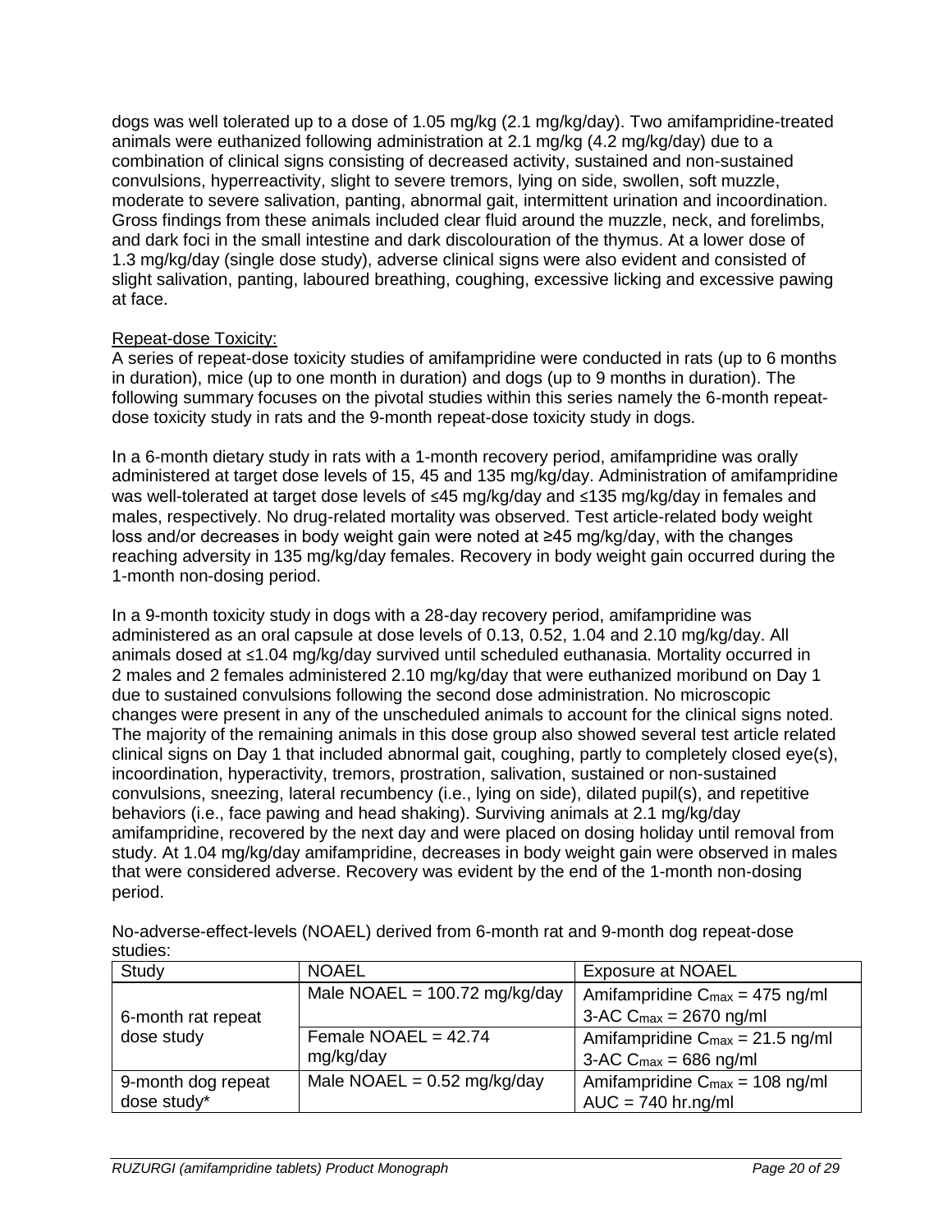dogs was well tolerated up to a dose of 1.05 mg/kg (2.1 mg/kg/day). Two amifampridine-treated animals were euthanized following administration at 2.1 mg/kg (4.2 mg/kg/day) due to a combination of clinical signs consisting of decreased activity, sustained and non-sustained convulsions, hyperreactivity, slight to severe tremors, lying on side, swollen, soft muzzle, moderate to severe salivation, panting, abnormal gait, intermittent urination and incoordination. Gross findings from these animals included clear fluid around the muzzle, neck, and forelimbs, and dark foci in the small intestine and dark discolouration of the thymus. At a lower dose of 1.3 mg/kg/day (single dose study), adverse clinical signs were also evident and consisted of slight salivation, panting, laboured breathing, coughing, excessive licking and excessive pawing at face.

Repeat-dose Toxicity:

A series of repeat-dose toxicity studies of amifampridine were conducted in rats (up to 6 months in duration), mice (up to one month in duration) and dogs (up to 9 months in duration). The following summary focuses on the pivotal studies within this series namely the 6-month repeat-dose toxicity study in rats and the 9-month repeat-dose toxicity study in dogs.

In a 6-month dietary study in rats with a 1-month recovery period, amifampridine was orally administered at target dose levels of 15, 45 and 135 mg/kg/day. Administration of amifampridine was well-tolerated at target dose levels of ≤45 mg/kg/day and ≤135 mg/kg/day in females and males, respectively. No drug-related mortality was observed. Test article-related body weight loss and/or decreases in body weight gain were noted at ≥45 mg/kg/day, with the changes reaching adversity in 135 mg/kg/day females. Recovery in body weight gain occurred during the 1-month non-dosing period.

In a 9-month toxicity study in dogs with a 28-day recovery period, amifampridine was administered as an oral capsule at dose levels of 0.13, 0.52, 1.04 and 2.10 mg/kg/day. All animals dosed at ≤1.04 mg/kg/day survived until scheduled euthanasia. Mortality occurred in 2 males and 2 females administered 2.10 mg/kg/day that were euthanized moribund on Day 1 due to sustained convulsions following the second dose administration. No microscopic changes were present in any of the unscheduled animals to account for the clinical signs noted. The majority of the remaining animals in this dose group also showed several test article related clinical signs on Day 1 that included abnormal gait, coughing, partly to completely closed eye(s), incoordination, hyperactivity, tremors, prostration, salivation, sustained or non-sustained convulsions, sneezing, lateral recumbency (i.e., lying on side), dilated pupil(s), and repetitive behaviors (i.e., face pawing and head shaking). Surviving animals at 2.1 mg/kg/day amifampridine, recovered by the next day and were placed on dosing holiday until removal from study. At 1.04 mg/kg/day amifampridine, decreases in body weight gain were observed in males that were considered adverse. Recovery was evident by the end of the 1-month non-dosing period.

No-adverse-effect-levels (NOAEL) derived from 6-month rat and 9-month dog repeat-dose studies:

| Study | NOAEL | Exposure at NOAEL |
|---|---|---|
| 6-month rat repeat dose study | Male NOAEL = 100.72 mg/kg/day | Amifampridine $C_{max}$ = 475 ng/ml<br>3-AC $C_{max}$ = 2670 ng/ml |
| | Female NOAEL = 42.74 mg/kg/day | Amifampridine $C_{max}$ = 21.5 ng/ml<br>3-AC $C_{max}$ = 686 ng/ml |
| 9-month dog repeat dose study* | Male NOAEL = 0.52 mg/kg/day | Amifampridine $C_{max}$ = 108 ng/ml<br>AUC = 740 hr.ng/ml |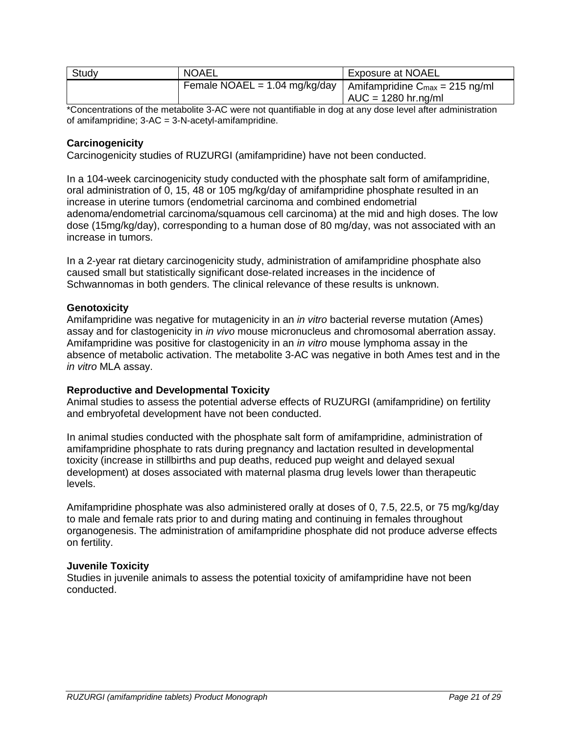| Study | NOAEL | Exposure at NOAEL |
| --- | --- | --- |
| | Female NOAEL = 1.04 mg/kg/day | Amifampridine $C_{max}$ = 215 ng/ml AUC = 1280 hr.ng/ml |

*Concentrations of the metabolite 3-AC were not quantifiable in dog at any dose level after administration of amifampridine; 3-AC = 3-N-acetyl-amifampridine.

**Carcinogenicity**

Carcinogenicity studies of RUZURGI (amifampridine) have not been conducted.

In a 104-week carcinogenicity study conducted with the phosphate salt form of amifampridine, oral administration of 0, 15, 48 or 105 mg/kg/day of amifampridine phosphate resulted in an increase in uterine tumors (endometrial carcinoma and combined endometrial adenoma/endometrial carcinoma/squamous cell carcinoma) at the mid and high doses. The low dose (15mg/kg/day), corresponding to a human dose of 80 mg/day, was not associated with an increase in tumors.

In a 2-year rat dietary carcinogenicity study, administration of amifampridine phosphate also caused small but statistically significant dose-related increases in the incidence of Schwannomas in both genders. The clinical relevance of these results is unknown.

**Genotoxicity**

Amifampridine was negative for mutagenicity in an *in vitro* bacterial reverse mutation (Ames) assay and for clastogenicity in *in vivo* mouse micronucleus and chromosomal aberration assay. Amifampridine was positive for clastogenicity in an *in vitro* mouse lymphoma assay in the absence of metabolic activation. The metabolite 3-AC was negative in both Ames test and in the *in vitro* MLA assay.

**Reproductive and Developmental Toxicity**

Animal studies to assess the potential adverse effects of RUZURGI (amifampridine) on fertility and embryofetal development have not been conducted.

In animal studies conducted with the phosphate salt form of amifampridine, administration of amifampridine phosphate to rats during pregnancy and lactation resulted in developmental toxicity (increase in stillbirths and pup deaths, reduced pup weight and delayed sexual development) at doses associated with maternal plasma drug levels lower than therapeutic levels.

Amifampridine phosphate was also administered orally at doses of 0, 7.5, 22.5, or 75 mg/kg/day to male and female rats prior to and during mating and continuing in females throughout organogenesis. The administration of amifampridine phosphate did not produce adverse effects on fertility.

**Juvenile Toxicity**

Studies in juvenile animals to assess the potential toxicity of amifampridine have not been conducted.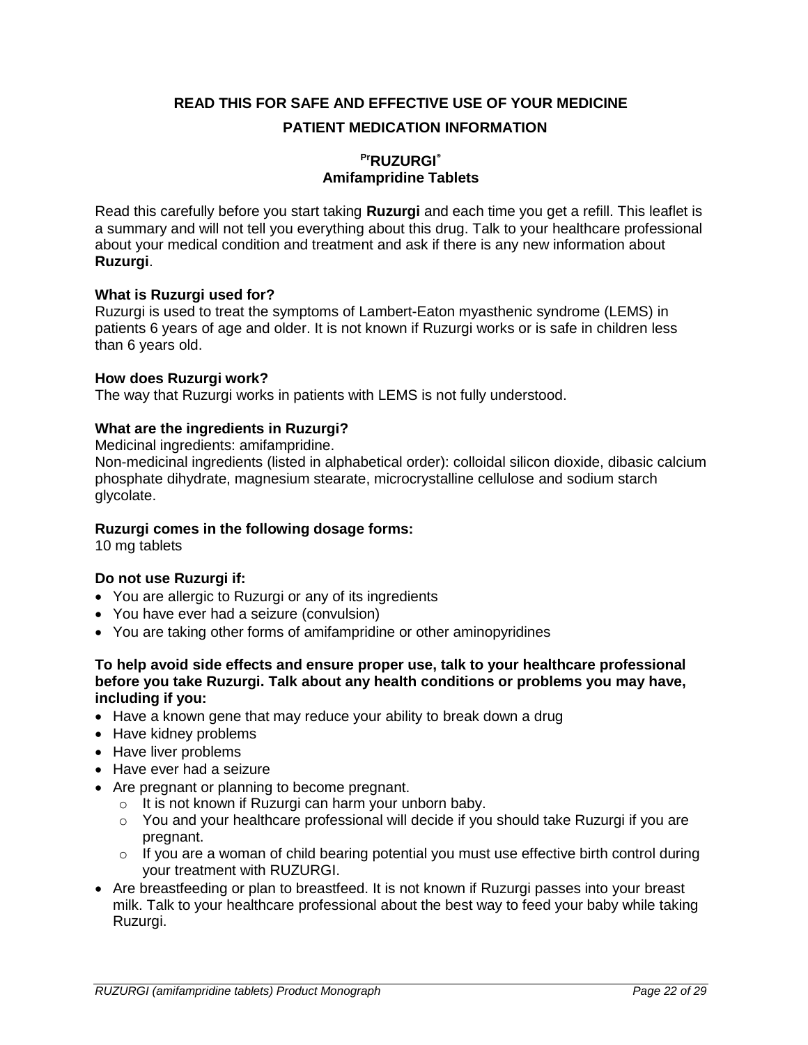**READ THIS FOR SAFE AND EFFECTIVE USE OF YOUR MEDICINE**

**PATIENT MEDICATION INFORMATION**

**PrRUZURGI®**
**Amifampridine Tablets**

Read this carefully before you start taking **Ruzurgi** and each time you get a refill. This leaflet is a summary and will not tell you everything about this drug. Talk to your healthcare professional about your medical condition and treatment and ask if there is any new information about **Ruzurgi**.

**What is Ruzurgi used for?**
Ruzurgi is used to treat the symptoms of Lambert-Eaton myasthenic syndrome (LEMS) in patients 6 years of age and older. It is not known if Ruzurgi works or is safe in children less than 6 years old.

**How does Ruzurgi work?**
The way that Ruzurgi works in patients with LEMS is not fully understood.

**What are the ingredients in Ruzurgi?**
Medicinal ingredients: amifampridine.
Non-medicinal ingredients (listed in alphabetical order): colloidal silicon dioxide, dibasic calcium phosphate dihydrate, magnesium stearate, microcrystalline cellulose and sodium starch glycolate.

**Ruzurgi comes in the following dosage forms:**
10 mg tablets

**Do not use Ruzurgi if:**
- You are allergic to Ruzurgi or any of its ingredients
- You have ever had a seizure (convulsion)
- You are taking other forms of amifampridine or other aminopyridines

**To help avoid side effects and ensure proper use, talk to your healthcare professional before you take Ruzurgi. Talk about any health conditions or problems you may have, including if you:**
- Have a known gene that may reduce your ability to break down a drug
- Have kidney problems
- Have liver problems
- Have ever had a seizure
- Are pregnant or planning to become pregnant.
  - It is not known if Ruzurgi can harm your unborn baby.
  - You and your healthcare professional will decide if you should take Ruzurgi if you are pregnant.
  - If you are a woman of child bearing potential you must use effective birth control during your treatment with RUZURGI.
- Are breastfeeding or plan to breastfeed. It is not known if Ruzurgi passes into your breast milk. Talk to your healthcare professional about the best way to feed your baby while taking Ruzurgi.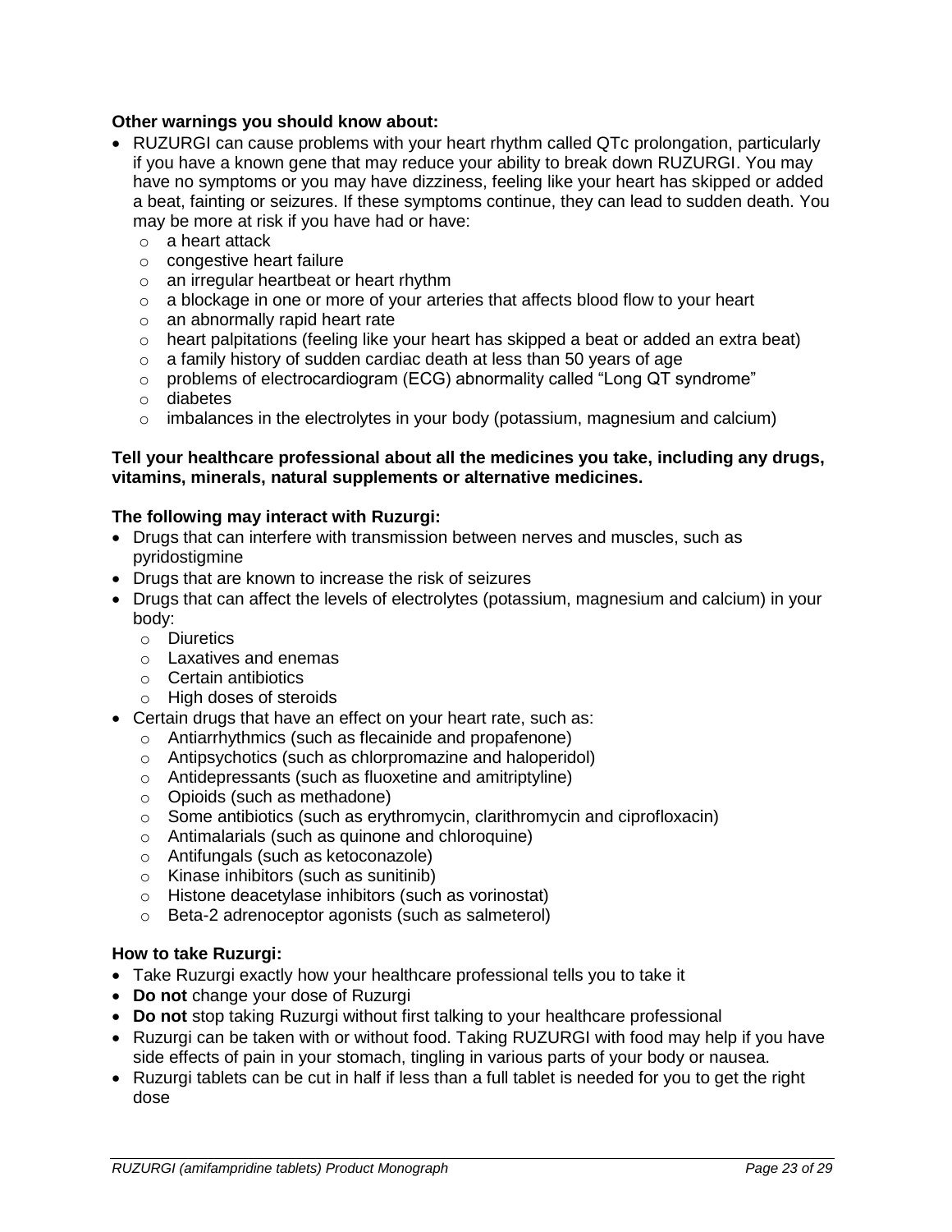**Other warnings you should know about:**

- RUZURGI can cause problems with your heart rhythm called QTc prolongation, particularly if you have a known gene that may reduce your ability to break down RUZURGI. You may have no symptoms or you may have dizziness, feeling like your heart has skipped or added a beat, fainting or seizures. If these symptoms continue, they can lead to sudden death. You may be more at risk if you have had or have:
  - a heart attack
  - congestive heart failure
  - an irregular heartbeat or heart rhythm
  - a blockage in one or more of your arteries that affects blood flow to your heart
  - an abnormally rapid heart rate
  - heart palpitations (feeling like your heart has skipped a beat or added an extra beat)
  - a family history of sudden cardiac death at less than 50 years of age
  - problems of electrocardiogram (ECG) abnormality called "Long QT syndrome"
  - diabetes
  - imbalances in the electrolytes in your body (potassium, magnesium and calcium)

**Tell your healthcare professional about all the medicines you take, including any drugs, vitamins, minerals, natural supplements or alternative medicines.**

**The following may interact with Ruzurgi:**

- Drugs that can interfere with transmission between nerves and muscles, such as pyridostigmine
- Drugs that are known to increase the risk of seizures
- Drugs that can affect the levels of electrolytes (potassium, magnesium and calcium) in your body:
  - Diuretics
  - Laxatives and enemas
  - Certain antibiotics
  - High doses of steroids
- Certain drugs that have an effect on your heart rate, such as:
  - Antiarrhythmics (such as flecainide and propafenone)
  - Antipsychotics (such as chlorpromazine and haloperidol)
  - Antidepressants (such as fluoxetine and amitriptyline)
  - Opioids (such as methadone)
  - Some antibiotics (such as erythromycin, clarithromycin and ciprofloxacin)
  - Antimalarials (such as quinone and chloroquine)
  - Antifungals (such as ketoconazole)
  - Kinase inhibitors (such as sunitinib)
  - Histone deacetylase inhibitors (such as vorinostat)
  - Beta-2 adrenoceptor agonists (such as salmeterol)

**How to take Ruzurgi:**

- Take Ruzurgi exactly how your healthcare professional tells you to take it
- **Do not** change your dose of Ruzurgi
- **Do not** stop taking Ruzurgi without first talking to your healthcare professional
- Ruzurgi can be taken with or without food. Taking RUZURGI with food may help if you have side effects of pain in your stomach, tingling in various parts of your body or nausea.
- Ruzurgi tablets can be cut in half if less than a full tablet is needed for you to get the right dose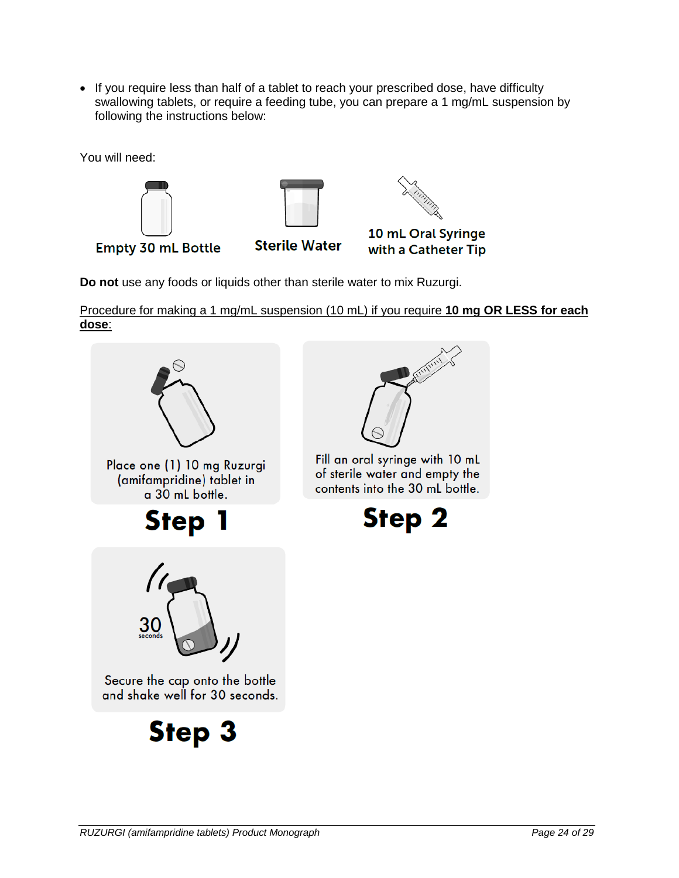- If you require less than half of a tablet to reach your prescribed dose, have difficulty swallowing tablets, or require a feeding tube, you can prepare a 1 mg/mL suspension by following the instructions below:

You will need:

Empty 30 mL Bottle

Sterile Water

10 mL Oral Syringe with a Catheter Tip

**Do not** use any foods or liquids other than sterile water to mix Ruzurgi.

<u>Procedure for making a 1 mg/mL suspension (10 mL) if you require **10 mg OR LESS for each dose**:</u>

Place one (1) 10 mg Ruzurgi (amifampridine) tablet in a 30 mL bottle.

**Step 1**

Fill an oral syringe with 10 mL of sterile water and empty the contents into the 30 mL bottle.

**Step 2**

30 seconds

Secure the cap onto the bottle and shake well for 30 seconds.

**Step 3**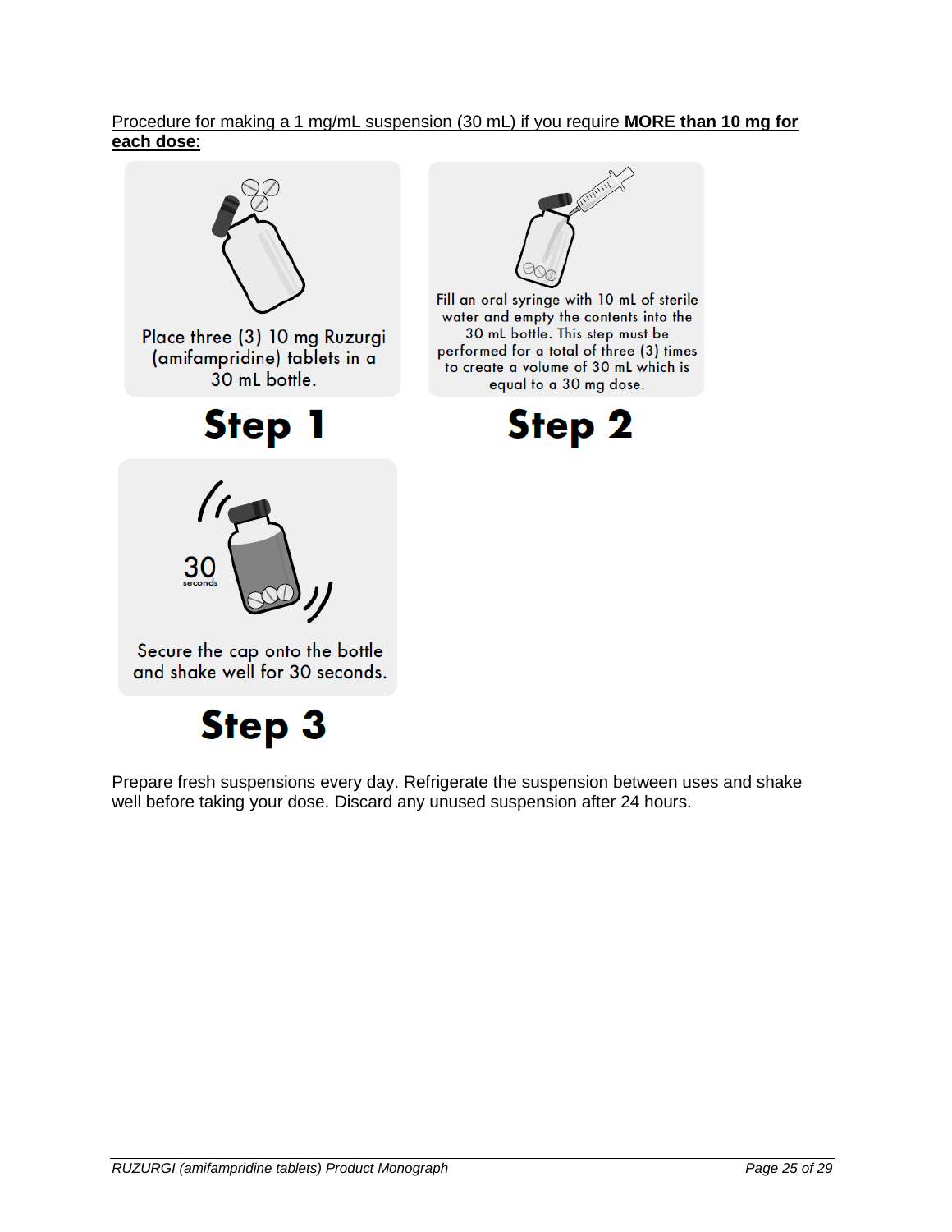Procedure for making a 1 mg/mL suspension (30 mL) if you require **MORE than 10 mg for each dose**:

Place three (3) 10 mg Ruzurgi (amifampridine) tablets in a 30 mL bottle.

**Step 1**

Fill an oral syringe with 10 mL of sterile water and empty the contents into the 30 mL bottle. This step must be performed for a total of three (3) times to create a volume of 30 mL which is equal to a 30 mg dose.

**Step 2**

Secure the cap onto the bottle and shake well for 30 seconds.

**Step 3**

Prepare fresh suspensions every day. Refrigerate the suspension between uses and shake well before taking your dose. Discard any unused suspension after 24 hours.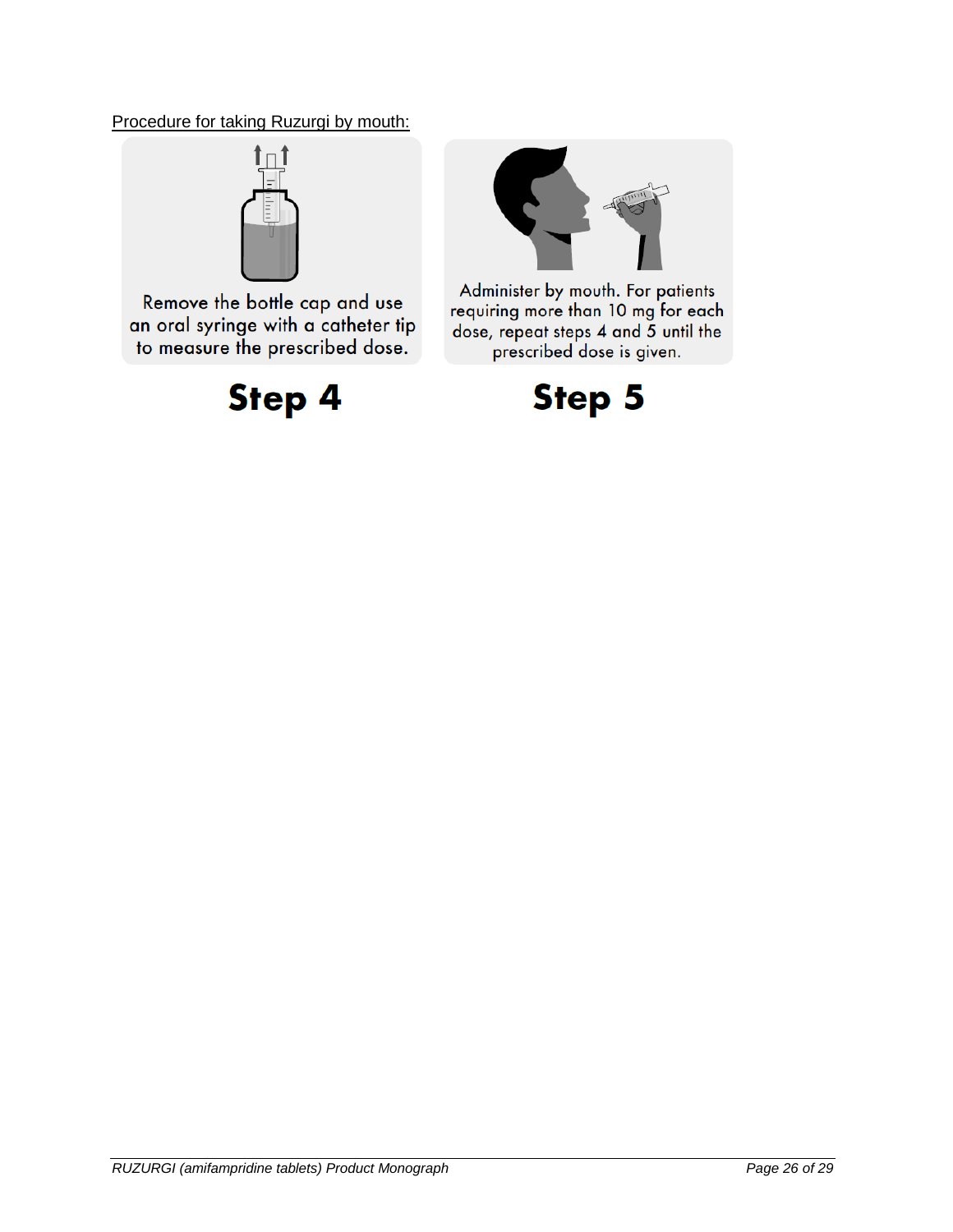Procedure for taking Ruzurgi by mouth:

Remove the bottle cap and use an oral syringe with a catheter tip to measure the prescribed dose.

**Step 4**

Administer by mouth. For patients requiring more than 10 mg for each dose, repeat steps 4 and 5 until the prescribed dose is given.

**Step 5**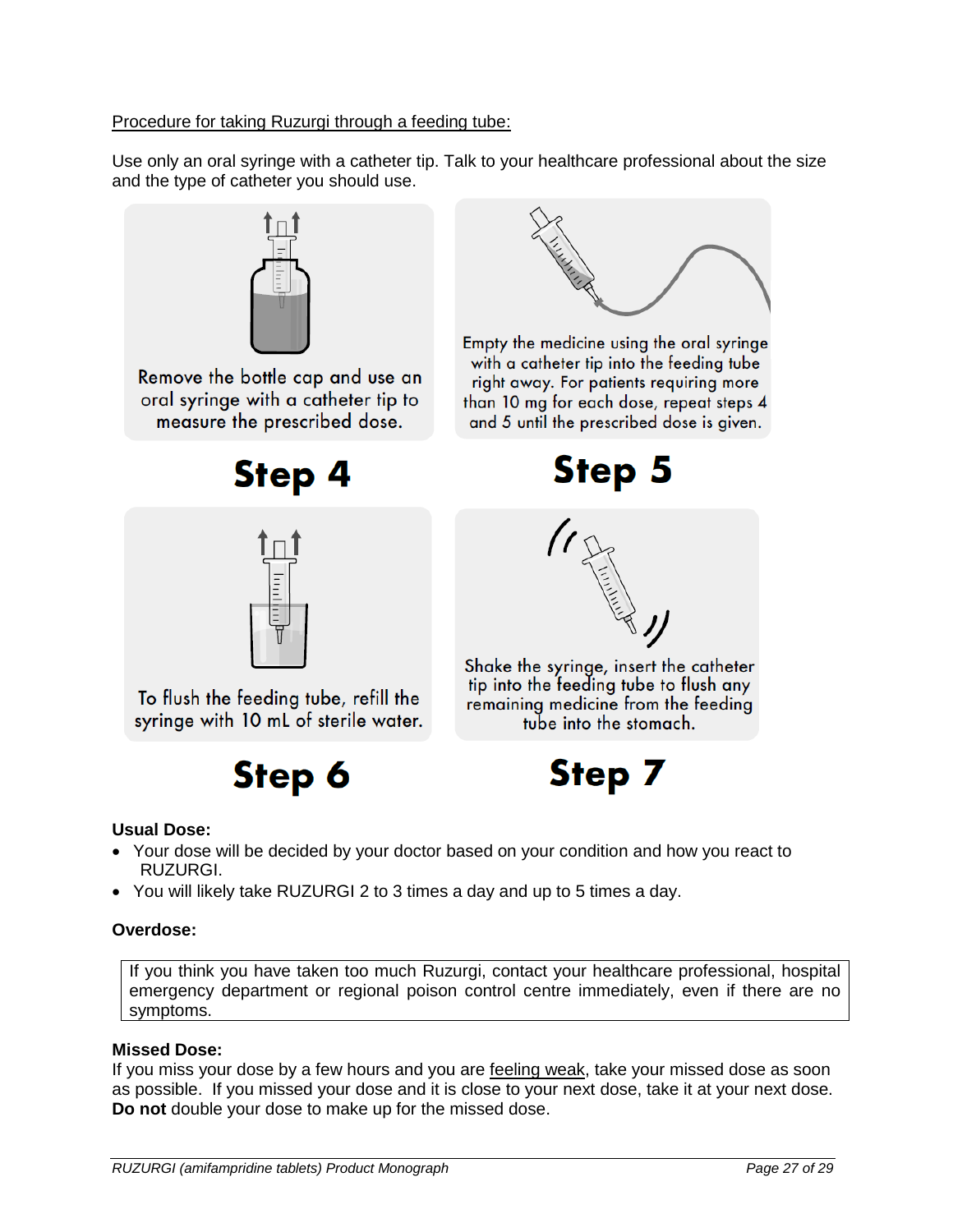Procedure for taking Ruzurgi through a feeding tube:

Use only an oral syringe with a catheter tip. Talk to your healthcare professional about the size and the type of catheter you should use.

Remove the bottle cap and use an oral syringe with a catheter tip to measure the prescribed dose.

**Step 4**

Empty the medicine using the oral syringe with a catheter tip into the feeding tube right away. For patients requiring more than 10 mg for each dose, repeat steps 4 and 5 until the prescribed dose is given.

**Step 5**

To flush the feeding tube, refill the syringe with 10 mL of sterile water.

**Step 6**

Shake the syringe, insert the catheter tip into the feeding tube to flush any remaining medicine from the feeding tube into the stomach.

**Step 7**

**Usual Dose:**

- Your dose will be decided by your doctor based on your condition and how you react to RUZURGI.
- You will likely take RUZURGI 2 to 3 times a day and up to 5 times a day.

**Overdose:**

| If you think you have taken too much Ruzurgi, contact your healthcare professional, hospital emergency department or regional poison control centre immediately, even if there are no symptoms. |
|---|

**Missed Dose:**

If you miss your dose by a few hours and you are feeling weak, take your missed dose as soon as possible. If you missed your dose and it is close to your next dose, take it at your next dose. **Do not** double your dose to make up for the missed dose.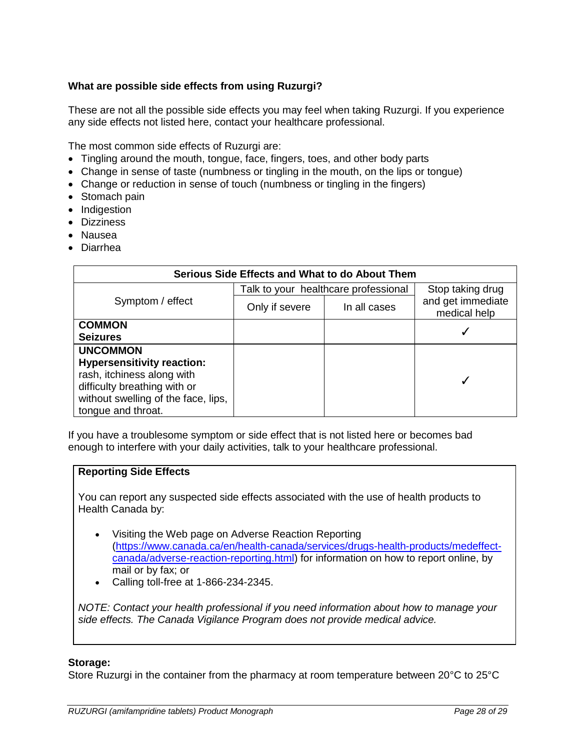**What are possible side effects from using Ruzurgi?**

These are not all the possible side effects you may feel when taking Ruzurgi. If you experience any side effects not listed here, contact your healthcare professional.

The most common side effects of Ruzurgi are:

- Tingling around the mouth, tongue, face, fingers, toes, and other body parts
- Change in sense of taste (numbness or tingling in the mouth, on the lips or tongue)
- Change or reduction in sense of touch (numbness or tingling in the fingers)
- Stomach pain
- Indigestion
- Dizziness
- Nausea
- Diarrhea

| Serious Side Effects and What to do About Them | | | |
|---|---|---|---|
| Symptom / effect | Talk to your healthcare professional | | Stop taking drug and get immediate medical help |
| | Only if severe | In all cases | |
| **COMMON**<br>**Seizures** | | | ✓ |
| **UNCOMMON**<br>**Hypersensitivity reaction:** rash, itchiness along with difficulty breathing with or without swelling of the face, lips, tongue and throat. | | | ✓ |

If you have a troublesome symptom or side effect that is not listed here or becomes bad enough to interfere with your daily activities, talk to your healthcare professional.

**Reporting Side Effects**

You can report any suspected side effects associated with the use of health products to Health Canada by:

- Visiting the Web page on Adverse Reaction Reporting (https://www.canada.ca/en/health-canada/services/drugs-health-products/medeffect-canada/adverse-reaction-reporting.html) for information on how to report online, by mail or by fax; or
- Calling toll-free at 1-866-234-2345.

*NOTE: Contact your health professional if you need information about how to manage your side effects. The Canada Vigilance Program does not provide medical advice.*

**Storage:**

Store Ruzurgi in the container from the pharmacy at room temperature between 20°C to 25°C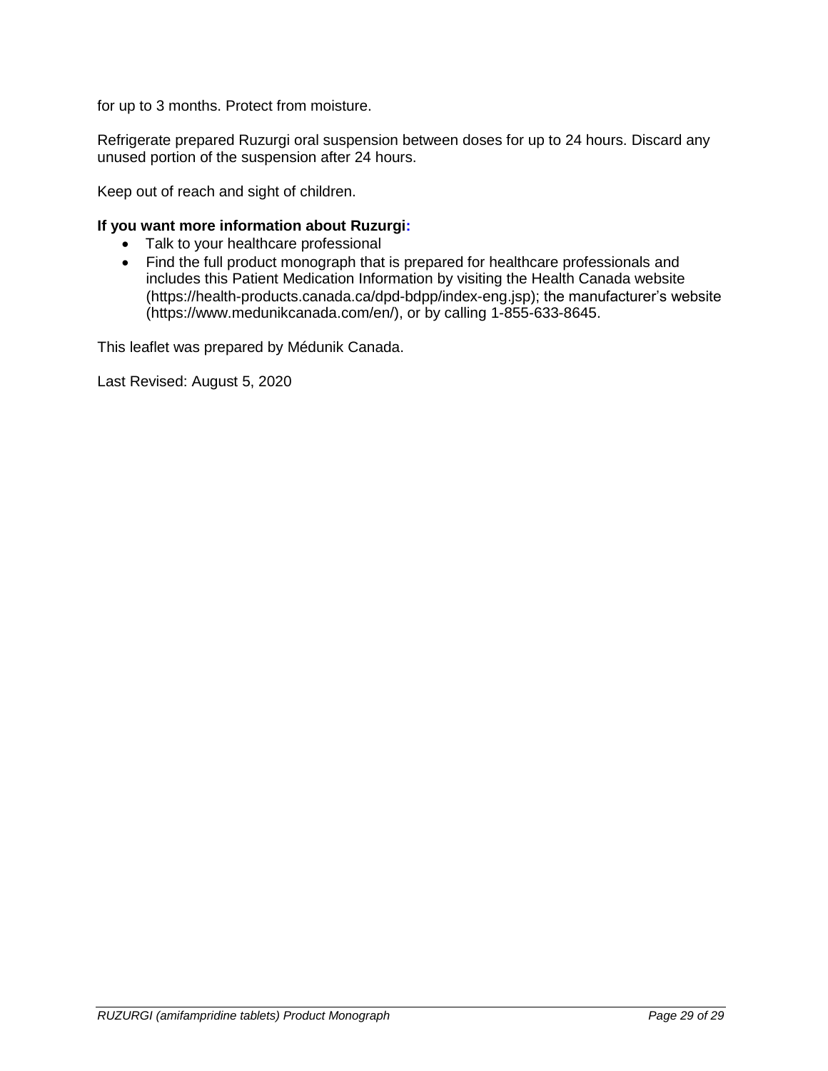for up to 3 months. Protect from moisture.

Refrigerate prepared Ruzurgi oral suspension between doses for up to 24 hours. Discard any unused portion of the suspension after 24 hours.

Keep out of reach and sight of children.

**If you want more information about Ruzurgi:**

- Talk to your healthcare professional
- Find the full product monograph that is prepared for healthcare professionals and includes this Patient Medication Information by visiting the Health Canada website (https://health-products.canada.ca/dpd-bdpp/index-eng.jsp); the manufacturer's website (https://www.medunikcanada.com/en/), or by calling 1-855-633-8645.

This leaflet was prepared by Médunik Canada.

Last Revised: August 5, 2020